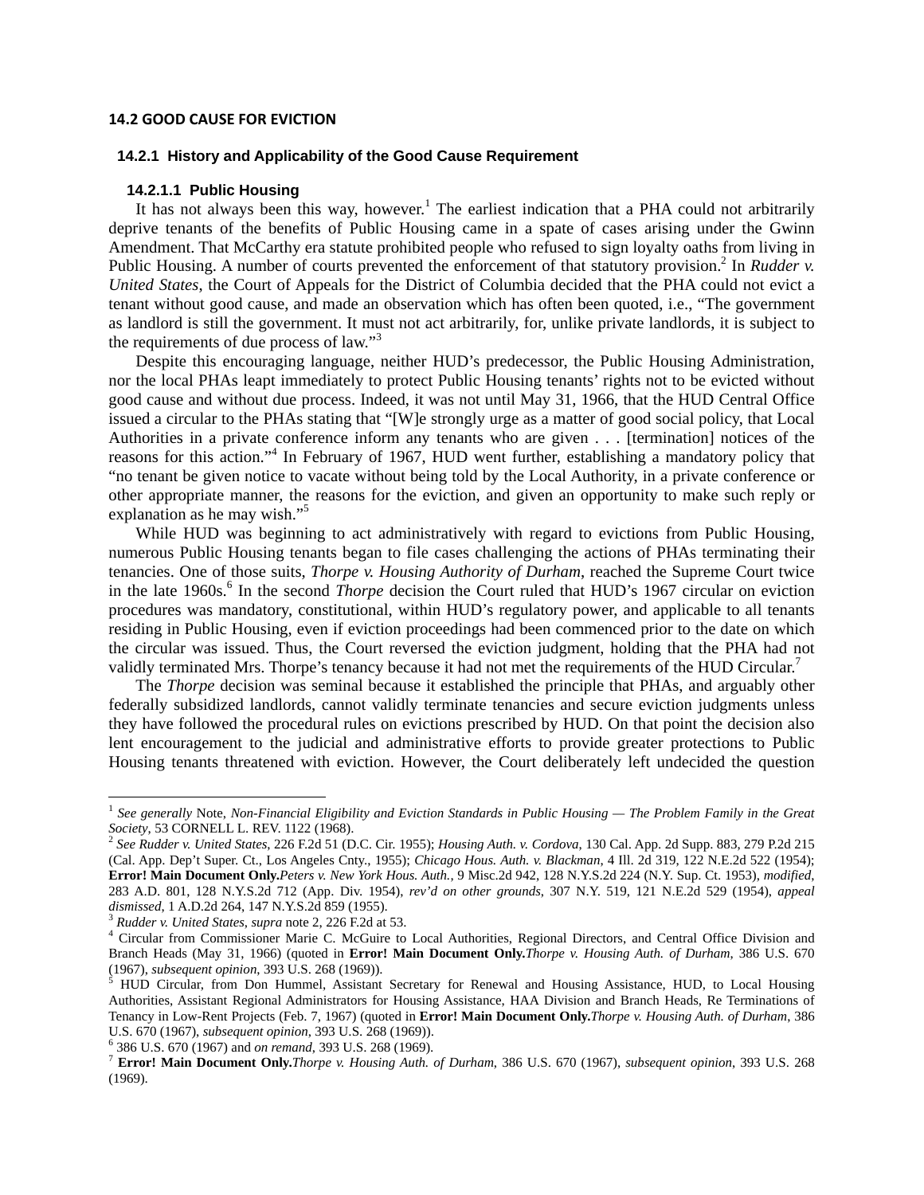## 14.2 GOOD CAUSE FOR EVICTION

### 14.2.1 History and Applicability of the Good Cause Requirement

#### 14.2.1.1 Public Housing

It has not always been this way, however.[1] The earliest indication that a PHA could not arbitrarily deprive tenants of the benefits of Public Housing came in a spate of cases arising under the Gwinn Amendment. That McCarthy era statute prohibited people who refused to sign loyalty oaths from living in Public Housing. A number of courts prevented the enforcement of that statutory provision.[2] In *Rudder v. United States*, the Court of Appeals for the District of Columbia decided that the PHA could not evict a tenant without good cause, and made an observation which has often been quoted, i.e., "The government as landlord is still the government. It must not act arbitrarily, for, unlike private landlords, it is subject to the requirements of due process of law."[3]

Despite this encouraging language, neither HUD's predecessor, the Public Housing Administration, nor the local PHAs leapt immediately to protect Public Housing tenants' rights not to be evicted without good cause and without due process. Indeed, it was not until May 31, 1966, that the HUD Central Office issued a circular to the PHAs stating that "[W]e strongly urge as a matter of good social policy, that Local Authorities in a private conference inform any tenants who are given . . . [termination] notices of the reasons for this action."[4] In February of 1967, HUD went further, establishing a mandatory policy that "no tenant be given notice to vacate without being told by the Local Authority, in a private conference or other appropriate manner, the reasons for the eviction, and given an opportunity to make such reply or explanation as he may wish."[5]

While HUD was beginning to act administratively with regard to evictions from Public Housing, numerous Public Housing tenants began to file cases challenging the actions of PHAs terminating their tenancies. One of those suits, *Thorpe v. Housing Authority of Durham*, reached the Supreme Court twice in the late 1960s.[6] In the second *Thorpe* decision the Court ruled that HUD's 1967 circular on eviction procedures was mandatory, constitutional, within HUD's regulatory power, and applicable to all tenants residing in Public Housing, even if eviction proceedings had been commenced prior to the date on which the circular was issued. Thus, the Court reversed the eviction judgment, holding that the PHA had not validly terminated Mrs. Thorpe's tenancy because it had not met the requirements of the HUD Circular.[7]

The *Thorpe* decision was seminal because it established the principle that PHAs, and arguably other federally subsidized landlords, cannot validly terminate tenancies and secure eviction judgments unless they have followed the procedural rules on evictions prescribed by HUD. On that point the decision also lent encouragement to the judicial and administrative efforts to provide greater protections to Public Housing tenants threatened with eviction. However, the Court deliberately left undecided the question

---

[1] *See generally* Note, *Non-Financial Eligibility and Eviction Standards in Public Housing — The Problem Family in the Great Society*, 53 CORNELL L. REV. 1122 (1968).

[2] *See Rudder v. United States*, 226 F.2d 51 (D.C. Cir. 1955); *Housing Auth. v. Cordova*, 130 Cal. App. 2d Supp. 883, 279 P.2d 215 (Cal. App. Dep't Super. Ct., Los Angeles Cnty., 1955); *Chicago Hous. Auth. v. Blackman*, 4 Ill. 2d 319, 122 N.E.2d 522 (1954); **Error! Main Document Only.***Peters v. New York Hous. Auth.*, 9 Misc.2d 942, 128 N.Y.S.2d 224 (N.Y. Sup. Ct. 1953), *modified*, 283 A.D. 801, 128 N.Y.S.2d 712 (App. Div. 1954), *rev'd on other grounds*, 307 N.Y. 519, 121 N.E.2d 529 (1954), *appeal dismissed*, 1 A.D.2d 264, 147 N.Y.S.2d 859 (1955).

[3] *Rudder v. United States*, *supra* note 2, 226 F.2d at 53.

[4] Circular from Commissioner Marie C. McGuire to Local Authorities, Regional Directors, and Central Office Division and Branch Heads (May 31, 1966) (quoted in **Error! Main Document Only.***Thorpe v. Housing Auth. of Durham*, 386 U.S. 670 (1967), *subsequent opinion*, 393 U.S. 268 (1969)).

[5] HUD Circular, from Don Hummel, Assistant Secretary for Renewal and Housing Assistance, HUD, to Local Housing Authorities, Assistant Regional Administrators for Housing Assistance, HAA Division and Branch Heads, Re Terminations of Tenancy in Low-Rent Projects (Feb. 7, 1967) (quoted in **Error! Main Document Only.***Thorpe v. Housing Auth. of Durham*, 386 U.S. 670 (1967), *subsequent opinion*, 393 U.S. 268 (1969)).

[6] 386 U.S. 670 (1967) and *on remand*, 393 U.S. 268 (1969).

[7] **Error! Main Document Only.***Thorpe v. Housing Auth. of Durham*, 386 U.S. 670 (1967), *subsequent opinion*, 393 U.S. 268 (1969).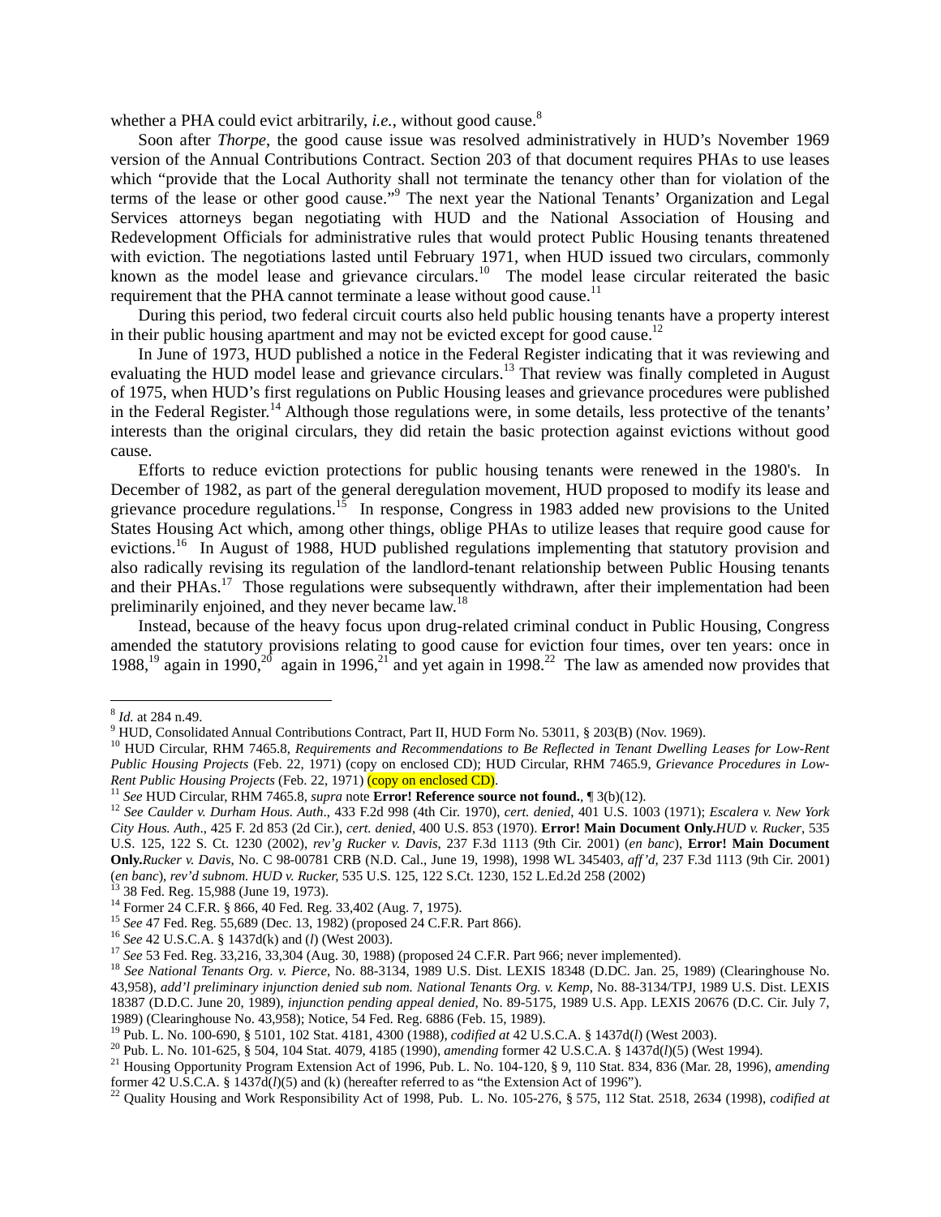whether a PHA could evict arbitrarily, *i.e.*, without good cause.[8]

Soon after *Thorpe*, the good cause issue was resolved administratively in HUD's November 1969 version of the Annual Contributions Contract. Section 203 of that document requires PHAs to use leases which "provide that the Local Authority shall not terminate the tenancy other than for violation of the terms of the lease or other good cause."[9] The next year the National Tenants' Organization and Legal Services attorneys began negotiating with HUD and the National Association of Housing and Redevelopment Officials for administrative rules that would protect Public Housing tenants threatened with eviction. The negotiations lasted until February 1971, when HUD issued two circulars, commonly known as the model lease and grievance circulars.[10] The model lease circular reiterated the basic requirement that the PHA cannot terminate a lease without good cause.[11]

During this period, two federal circuit courts also held public housing tenants have a property interest in their public housing apartment and may not be evicted except for good cause.[12]

In June of 1973, HUD published a notice in the Federal Register indicating that it was reviewing and evaluating the HUD model lease and grievance circulars.[13] That review was finally completed in August of 1975, when HUD's first regulations on Public Housing leases and grievance procedures were published in the Federal Register.[14] Although those regulations were, in some details, less protective of the tenants' interests than the original circulars, they did retain the basic protection against evictions without good cause.

Efforts to reduce eviction protections for public housing tenants were renewed in the 1980's. In December of 1982, as part of the general deregulation movement, HUD proposed to modify its lease and grievance procedure regulations.[15] In response, Congress in 1983 added new provisions to the United States Housing Act which, among other things, oblige PHAs to utilize leases that require good cause for evictions.[16] In August of 1988, HUD published regulations implementing that statutory provision and also radically revising its regulation of the landlord-tenant relationship between Public Housing tenants and their PHAs.[17] Those regulations were subsequently withdrawn, after their implementation had been preliminarily enjoined, and they never became law.[18]

Instead, because of the heavy focus upon drug-related criminal conduct in Public Housing, Congress amended the statutory provisions relating to good cause for eviction four times, over ten years: once in 1988,[19] again in 1990,[20] again in 1996,[21] and yet again in 1998.[22] The law as amended now provides that

---

[8] *Id.* at 284 n.49.

[9] HUD, Consolidated Annual Contributions Contract, Part II, HUD Form No. 53011, § 203(B) (Nov. 1969).

[10] HUD Circular, RHM 7465.8, *Requirements and Recommendations to Be Reflected in Tenant Dwelling Leases for Low-Rent Public Housing Projects* (Feb. 22, 1971) (copy on enclosed CD); HUD Circular, RHM 7465.9, *Grievance Procedures in Low-Rent Public Housing Projects* (Feb. 22, 1971) (copy on enclosed CD).

[11] *See* HUD Circular, RHM 7465.8, *supra* note **Error! Reference source not found.**, ¶ 3(b)(12).

[12] *See Caulder v. Durham Hous. Auth*., 433 F.2d 998 (4th Cir. 1970), *cert. denied*, 401 U.S. 1003 (1971); *Escalera v. New York City Hous. Auth*., 425 F. 2d 853 (2d Cir.), *cert. denied*, 400 U.S. 853 (1970). **Error! Main Document Only.***HUD v. Rucker*, 535 U.S. 125, 122 S. Ct. 1230 (2002), *rev'g Rucker v. Davis*, 237 F.3d 1113 (9th Cir. 2001) (*en banc*), **Error! Main Document Only.***Rucker v. Davis*, No. C 98-00781 CRB (N.D. Cal., June 19, 1998), 1998 WL 345403, *aff'd*, 237 F.3d 1113 (9th Cir. 2001) (*en banc*), *rev'd subnom. HUD v. Rucker,* 535 U.S. 125, 122 S.Ct. 1230, 152 L.Ed.2d 258 (2002)

[13] 38 Fed. Reg. 15,988 (June 19, 1973).

[14] Former 24 C.F.R. § 866, 40 Fed. Reg. 33,402 (Aug. 7, 1975).

[15] *See* 47 Fed. Reg. 55,689 (Dec. 13, 1982) (proposed 24 C.F.R. Part 866).

[16] *See* 42 U.S.C.A. § 1437d(k) and (*l*) (West 2003).

[17] *See* 53 Fed. Reg. 33,216, 33,304 (Aug. 30, 1988) (proposed 24 C.F.R. Part 966; never implemented).

[18] *See National Tenants Org. v. Pierce*, No. 88-3134, 1989 U.S. Dist. LEXIS 18348 (D.DC. Jan. 25, 1989) (Clearinghouse No. 43,958), *add'l preliminary injunction denied sub nom. National Tenants Org. v. Kemp*, No. 88-3134/TPJ, 1989 U.S. Dist. LEXIS 18387 (D.D.C. June 20, 1989), *injunction pending appeal denied*, No. 89-5175, 1989 U.S. App. LEXIS 20676 (D.C. Cir. July 7, 1989) (Clearinghouse No. 43,958); Notice, 54 Fed. Reg. 6886 (Feb. 15, 1989).

[19] Pub. L. No. 100-690, § 5101, 102 Stat. 4181, 4300 (1988), *codified at* 42 U.S.C.A. § 1437d(*l*) (West 2003).

[20] Pub. L. No. 101-625, § 504, 104 Stat. 4079, 4185 (1990), *amending* former 42 U.S.C.A. § 1437d(*l*)(5) (West 1994).

[21] Housing Opportunity Program Extension Act of 1996, Pub. L. No. 104-120, § 9, 110 Stat. 834, 836 (Mar. 28, 1996), *amending* former 42 U.S.C.A. § 1437d(*l*)(5) and (k) (hereafter referred to as "the Extension Act of 1996").

[22] Quality Housing and Work Responsibility Act of 1998, Pub. L. No. 105-276, § 575, 112 Stat. 2518, 2634 (1998), *codified at*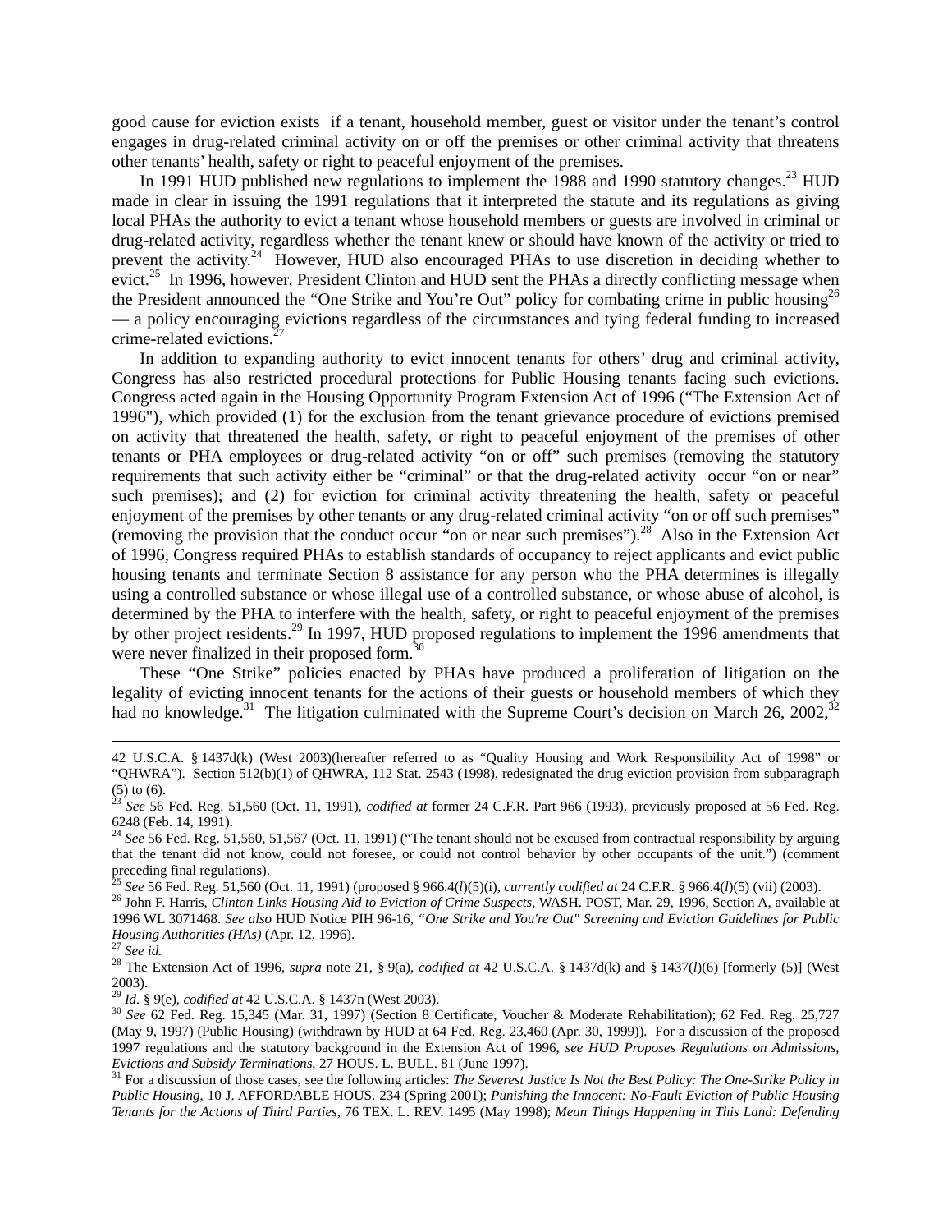good cause for eviction exists if a tenant, household member, guest or visitor under the tenant's control engages in drug-related criminal activity on or off the premises or other criminal activity that threatens other tenants' health, safety or right to peaceful enjoyment of the premises.

In 1991 HUD published new regulations to implement the 1988 and 1990 statutory changes.[23] HUD made in clear in issuing the 1991 regulations that it interpreted the statute and its regulations as giving local PHAs the authority to evict a tenant whose household members or guests are involved in criminal or drug-related activity, regardless whether the tenant knew or should have known of the activity or tried to prevent the activity.[24] However, HUD also encouraged PHAs to use discretion in deciding whether to evict.[25] In 1996, however, President Clinton and HUD sent the PHAs a directly conflicting message when the President announced the "One Strike and You're Out" policy for combating crime in public housing[26] — a policy encouraging evictions regardless of the circumstances and tying federal funding to increased crime-related evictions.[27]

In addition to expanding authority to evict innocent tenants for others' drug and criminal activity, Congress has also restricted procedural protections for Public Housing tenants facing such evictions. Congress acted again in the Housing Opportunity Program Extension Act of 1996 ("The Extension Act of 1996"), which provided (1) for the exclusion from the tenant grievance procedure of evictions premised on activity that threatened the health, safety, or right to peaceful enjoyment of the premises of other tenants or PHA employees or drug-related activity "on or off" such premises (removing the statutory requirements that such activity either be "criminal" or that the drug-related activity occur "on or near" such premises); and (2) for eviction for criminal activity threatening the health, safety or peaceful enjoyment of the premises by other tenants or any drug-related criminal activity "on or off such premises" (removing the provision that the conduct occur "on or near such premises").[28] Also in the Extension Act of 1996, Congress required PHAs to establish standards of occupancy to reject applicants and evict public housing tenants and terminate Section 8 assistance for any person who the PHA determines is illegally using a controlled substance or whose illegal use of a controlled substance, or whose abuse of alcohol, is determined by the PHA to interfere with the health, safety, or right to peaceful enjoyment of the premises by other project residents.[29] In 1997, HUD proposed regulations to implement the 1996 amendments that were never finalized in their proposed form.[30]

These "One Strike" policies enacted by PHAs have produced a proliferation of litigation on the legality of evicting innocent tenants for the actions of their guests or household members of which they had no knowledge.[31] The litigation culminated with the Supreme Court's decision on March 26, 2002,[32]

---

42 U.S.C.A. § 1437d(k) (West 2003)(hereafter referred to as "Quality Housing and Work Responsibility Act of 1998" or "QHWRA"). Section 512(b)(1) of QHWRA, 112 Stat. 2543 (1998), redesignated the drug eviction provision from subparagraph (5) to (6).

[23] *See* 56 Fed. Reg. 51,560 (Oct. 11, 1991), *codified at* former 24 C.F.R. Part 966 (1993), previously proposed at 56 Fed. Reg. 6248 (Feb. 14, 1991).

[24] *See* 56 Fed. Reg. 51,560, 51,567 (Oct. 11, 1991) ("The tenant should not be excused from contractual responsibility by arguing that the tenant did not know, could not foresee, or could not control behavior by other occupants of the unit.") (comment preceding final regulations).

[25] *See* 56 Fed. Reg. 51,560 (Oct. 11, 1991) (proposed § 966.4(*l*)(5)(i), *currently codified at* 24 C.F.R. § 966.4(*l*)(5) (vii) (2003).

[26] John F. Harris, *Clinton Links Housing Aid to Eviction of Crime Suspects*, WASH. POST, Mar. 29, 1996, Section A, available at 1996 WL 3071468. *See also* HUD Notice PIH 96-16, *"One Strike and You're Out" Screening and Eviction Guidelines for Public Housing Authorities (HAs)* (Apr. 12, 1996).

[27] *See id.*

[28] The Extension Act of 1996, *supra* note 21, § 9(a), *codified at* 42 U.S.C.A. § 1437d(k) and § 1437(*l*)(6) [formerly (5)] (West 2003).

[29] *Id.* § 9(e), *codified at* 42 U.S.C.A. § 1437n (West 2003).

[30] *See* 62 Fed. Reg. 15,345 (Mar. 31, 1997) (Section 8 Certificate, Voucher & Moderate Rehabilitation); 62 Fed. Reg. 25,727 (May 9, 1997) (Public Housing) (withdrawn by HUD at 64 Fed. Reg. 23,460 (Apr. 30, 1999)). For a discussion of the proposed 1997 regulations and the statutory background in the Extension Act of 1996, *see HUD Proposes Regulations on Admissions, Evictions and Subsidy Terminations*, 27 HOUS. L. BULL. 81 (June 1997).

[31] For a discussion of those cases, see the following articles: *The Severest Justice Is Not the Best Policy: The One-Strike Policy in Public Housing*, 10 J. AFFORDABLE HOUS. 234 (Spring 2001); *Punishing the Innocent: No-Fault Eviction of Public Housing Tenants for the Actions of Third Parties*, 76 TEX. L. REV. 1495 (May 1998); *Mean Things Happening in This Land: Defending*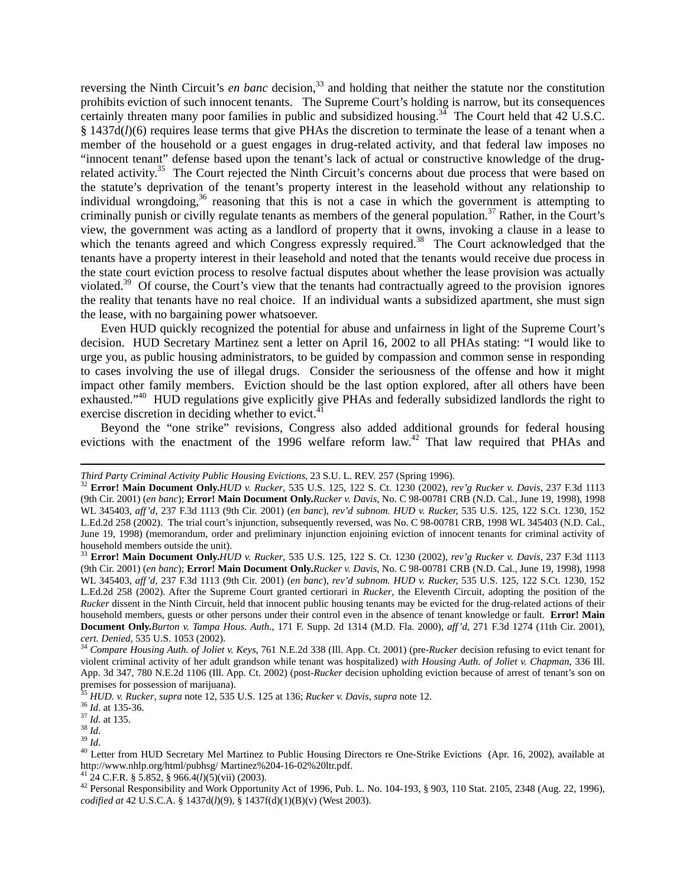reversing the Ninth Circuit's *en banc* decision,[33] and holding that neither the statute nor the constitution prohibits eviction of such innocent tenants. The Supreme Court's holding is narrow, but its consequences certainly threaten many poor families in public and subsidized housing.[34] The Court held that 42 U.S.C. § 1437d(*l*)(6) requires lease terms that give PHAs the discretion to terminate the lease of a tenant when a member of the household or a guest engages in drug-related activity, and that federal law imposes no "innocent tenant" defense based upon the tenant's lack of actual or constructive knowledge of the drug-related activity.[35] The Court rejected the Ninth Circuit's concerns about due process that were based on the statute's deprivation of the tenant's property interest in the leasehold without any relationship to individual wrongdoing,[36] reasoning that this is not a case in which the government is attempting to criminally punish or civilly regulate tenants as members of the general population.[37] Rather, in the Court's view, the government was acting as a landlord of property that it owns, invoking a clause in a lease to which the tenants agreed and which Congress expressly required.[38] The Court acknowledged that the tenants have a property interest in their leasehold and noted that the tenants would receive due process in the state court eviction process to resolve factual disputes about whether the lease provision was actually violated.[39] Of course, the Court's view that the tenants had contractually agreed to the provision ignores the reality that tenants have no real choice. If an individual wants a subsidized apartment, she must sign the lease, with no bargaining power whatsoever.

Even HUD quickly recognized the potential for abuse and unfairness in light of the Supreme Court's decision. HUD Secretary Martinez sent a letter on April 16, 2002 to all PHAs stating: "I would like to urge you, as public housing administrators, to be guided by compassion and common sense in responding to cases involving the use of illegal drugs. Consider the seriousness of the offense and how it might impact other family members. Eviction should be the last option explored, after all others have been exhausted."[40] HUD regulations give explicitly give PHAs and federally subsidized landlords the right to exercise discretion in deciding whether to evict.[41]

Beyond the "one strike" revisions, Congress also added additional grounds for federal housing evictions with the enactment of the 1996 welfare reform law.[42] That law required that PHAs and

---

*Third Party Criminal Activity Public Housing Evictions*, 23 S.U. L. REV. 257 (Spring 1996).

[32] **Error! Main Document Only.***HUD v. Rucker*, 535 U.S. 125, 122 S. Ct. 1230 (2002), *rev'g Rucker v. Davis*, 237 F.3d 1113 (9th Cir. 2001) (*en banc*); **Error! Main Document Only.***Rucker v. Davis*, No. C 98-00781 CRB (N.D. Cal., June 19, 1998), 1998 WL 345403, *aff'd*, 237 F.3d 1113 (9th Cir. 2001) (*en banc*), *rev'd subnom. HUD v. Rucker*, 535 U.S. 125, 122 S.Ct. 1230, 152 L.Ed.2d 258 (2002). The trial court's injunction, subsequently reversed, was No. C 98-00781 CRB, 1998 WL 345403 (N.D. Cal., June 19, 1998) (memorandum, order and preliminary injunction enjoining eviction of innocent tenants for criminal activity of household members outside the unit).

[33] **Error! Main Document Only.***HUD v. Rucker*, 535 U.S. 125, 122 S. Ct. 1230 (2002), *rev'g Rucker v. Davis*, 237 F.3d 1113 (9th Cir. 2001) (*en banc*); **Error! Main Document Only.***Rucker v. Davis*, No. C 98-00781 CRB (N.D. Cal., June 19, 1998), 1998 WL 345403, *aff'd*, 237 F.3d 1113 (9th Cir. 2001) (*en banc*), *rev'd subnom. HUD v. Rucker,* 535 U.S. 125, 122 S.Ct. 1230, 152 L.Ed.2d 258 (2002). After the Supreme Court granted certiorari in *Rucker*, the Eleventh Circuit, adopting the position of the *Rucker* dissent in the Ninth Circuit, held that innocent public housing tenants may be evicted for the drug-related actions of their household members, guests or other persons under their control even in the absence of tenant knowledge or fault. **Error! Main Document Only.***Burton v. Tampa Hous. Auth.*, 171 F. Supp. 2d 1314 (M.D. Fla. 2000), *aff'd*, 271 F.3d 1274 (11th Cir. 2001), *cert. Denied*, 535 U.S. 1053 (2002).

[34] *Compare Housing Auth. of Joliet v. Keys*, 761 N.E.2d 338 (Ill. App. Ct. 2001) (pre-*Rucker* decision refusing to evict tenant for violent criminal activity of her adult grandson while tenant was hospitalized) *with Housing Auth. of Joliet v. Chapman*, 336 Ill. App. 3d 347, 780 N.E.2d 1106 (Ill. App. Ct. 2002) (post-*Rucker* decision upholding eviction because of arrest of tenant's son on premises for possession of marijuana).

[35] *HUD. v. Rucker*, *supra* note 12, 535 U.S. 125 at 136; *Rucker v. Davis, supra* note 12.

[36] *Id.* at 135-36.

[37] *Id.* at 135.

[38] *Id.*

[39] *Id.*

[40] Letter from HUD Secretary Mel Martinez to Public Housing Directors re One-Strike Evictions (Apr. 16, 2002), available at http://www.nhlp.org/html/pubhsg/ Martinez%204-16-02%20ltr.pdf.

[41] 24 C.F.R. § 5.852, § 966.4(*l*)(5)(vii) (2003).

[42] Personal Responsibility and Work Opportunity Act of 1996, Pub. L. No. 104-193, § 903, 110 Stat. 2105, 2348 (Aug. 22, 1996), *codified at* 42 U.S.C.A. § 1437d(*l*)(9), § 1437f(d)(1)(B)(v) (West 2003).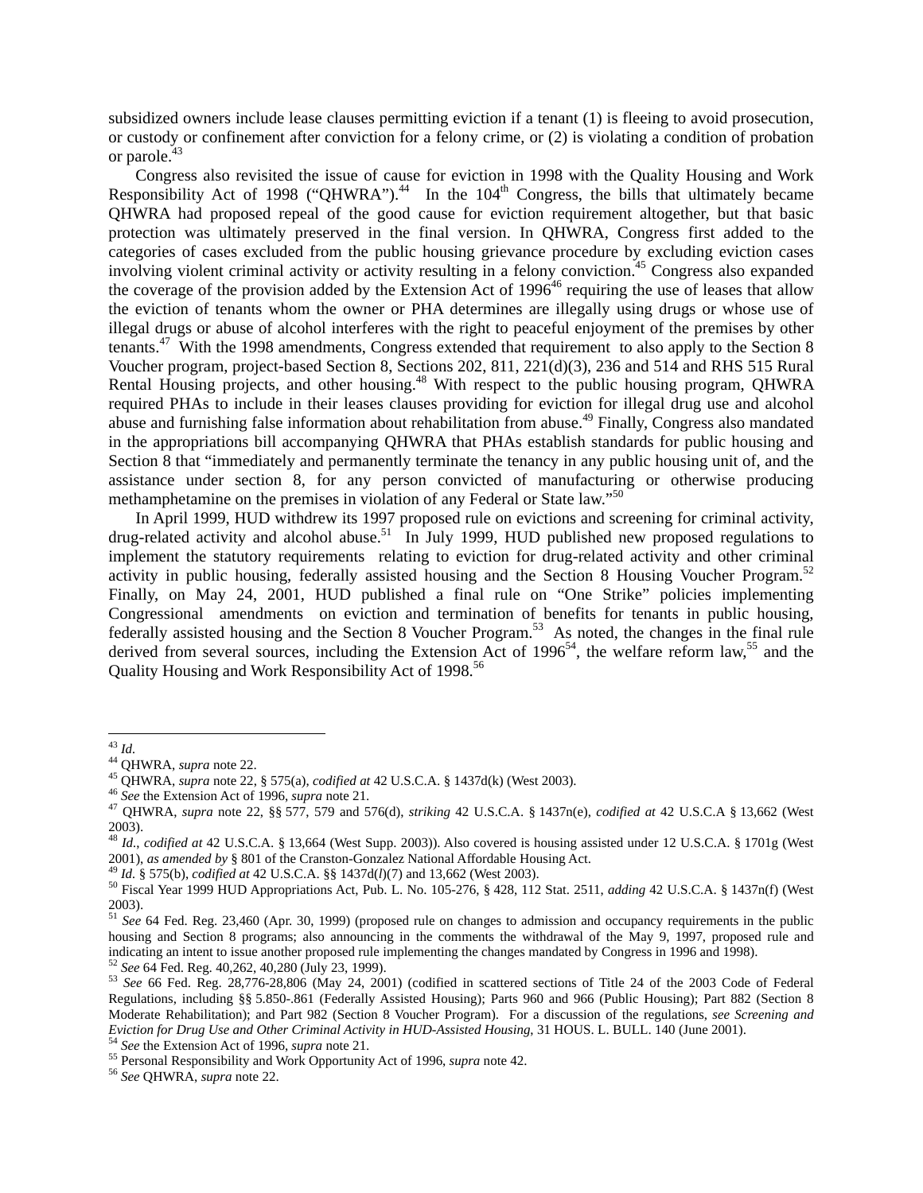subsidized owners include lease clauses permitting eviction if a tenant (1) is fleeing to avoid prosecution, or custody or confinement after conviction for a felony crime, or (2) is violating a condition of probation or parole.[43]

Congress also revisited the issue of cause for eviction in 1998 with the Quality Housing and Work Responsibility Act of 1998 ("QHWRA").[44] In the 104th Congress, the bills that ultimately became QHWRA had proposed repeal of the good cause for eviction requirement altogether, but that basic protection was ultimately preserved in the final version. In QHWRA, Congress first added to the categories of cases excluded from the public housing grievance procedure by excluding eviction cases involving violent criminal activity or activity resulting in a felony conviction.[45] Congress also expanded the coverage of the provision added by the Extension Act of 1996[46] requiring the use of leases that allow the eviction of tenants whom the owner or PHA determines are illegally using drugs or whose use of illegal drugs or abuse of alcohol interferes with the right to peaceful enjoyment of the premises by other tenants.[47] With the 1998 amendments, Congress extended that requirement to also apply to the Section 8 Voucher program, project-based Section 8, Sections 202, 811, 221(d)(3), 236 and 514 and RHS 515 Rural Rental Housing projects, and other housing.[48] With respect to the public housing program, QHWRA required PHAs to include in their leases clauses providing for eviction for illegal drug use and alcohol abuse and furnishing false information about rehabilitation from abuse.[49] Finally, Congress also mandated in the appropriations bill accompanying QHWRA that PHAs establish standards for public housing and Section 8 that "immediately and permanently terminate the tenancy in any public housing unit of, and the assistance under section 8, for any person convicted of manufacturing or otherwise producing methamphetamine on the premises in violation of any Federal or State law."[50]

In April 1999, HUD withdrew its 1997 proposed rule on evictions and screening for criminal activity, drug-related activity and alcohol abuse.[51] In July 1999, HUD published new proposed regulations to implement the statutory requirements relating to eviction for drug-related activity and other criminal activity in public housing, federally assisted housing and the Section 8 Housing Voucher Program.[52] Finally, on May 24, 2001, HUD published a final rule on "One Strike" policies implementing Congressional amendments on eviction and termination of benefits for tenants in public housing, federally assisted housing and the Section 8 Voucher Program.[53] As noted, the changes in the final rule derived from several sources, including the Extension Act of 1996[54], the welfare reform law,[55] and the Quality Housing and Work Responsibility Act of 1998.[56]

---

[43] *Id.*

[44] QHWRA, *supra* note 22.

[45] QHWRA, *supra* note 22, § 575(a), *codified at* 42 U.S.C.A. § 1437d(k) (West 2003).

[46] *See* the Extension Act of 1996, *supra* note 21.

[47] QHWRA, *supra* note 22, §§ 577, 579 and 576(d), *striking* 42 U.S.C.A. § 1437n(e), *codified at* 42 U.S.C.A § 13,662 (West 2003).

[48] *Id.*, *codified at* 42 U.S.C.A. § 13,664 (West Supp. 2003)). Also covered is housing assisted under 12 U.S.C.A. § 1701g (West 2001), *as amended by* § 801 of the Cranston-Gonzalez National Affordable Housing Act.

[49] *Id.* § 575(b), *codified at* 42 U.S.C.A. §§ 1437d(*l*)(7) and 13,662 (West 2003).

[50] Fiscal Year 1999 HUD Appropriations Act, Pub. L. No. 105-276, § 428, 112 Stat. 2511, *adding* 42 U.S.C.A. § 1437n(f) (West 2003).

[51] *See* 64 Fed. Reg. 23,460 (Apr. 30, 1999) (proposed rule on changes to admission and occupancy requirements in the public housing and Section 8 programs; also announcing in the comments the withdrawal of the May 9, 1997, proposed rule and indicating an intent to issue another proposed rule implementing the changes mandated by Congress in 1996 and 1998).

[52] *See* 64 Fed. Reg. 40,262, 40,280 (July 23, 1999).

[53] *See* 66 Fed. Reg. 28,776-28,806 (May 24, 2001) (codified in scattered sections of Title 24 of the 2003 Code of Federal Regulations, including §§ 5.850-.861 (Federally Assisted Housing); Parts 960 and 966 (Public Housing); Part 882 (Section 8 Moderate Rehabilitation); and Part 982 (Section 8 Voucher Program). For a discussion of the regulations, *see Screening and Eviction for Drug Use and Other Criminal Activity in HUD-Assisted Housing*, 31 HOUS. L. BULL. 140 (June 2001).

[54] *See* the Extension Act of 1996, *supra* note 21.

[55] Personal Responsibility and Work Opportunity Act of 1996, *supra* note 42.

[56] *See* QHWRA, *supra* note 22.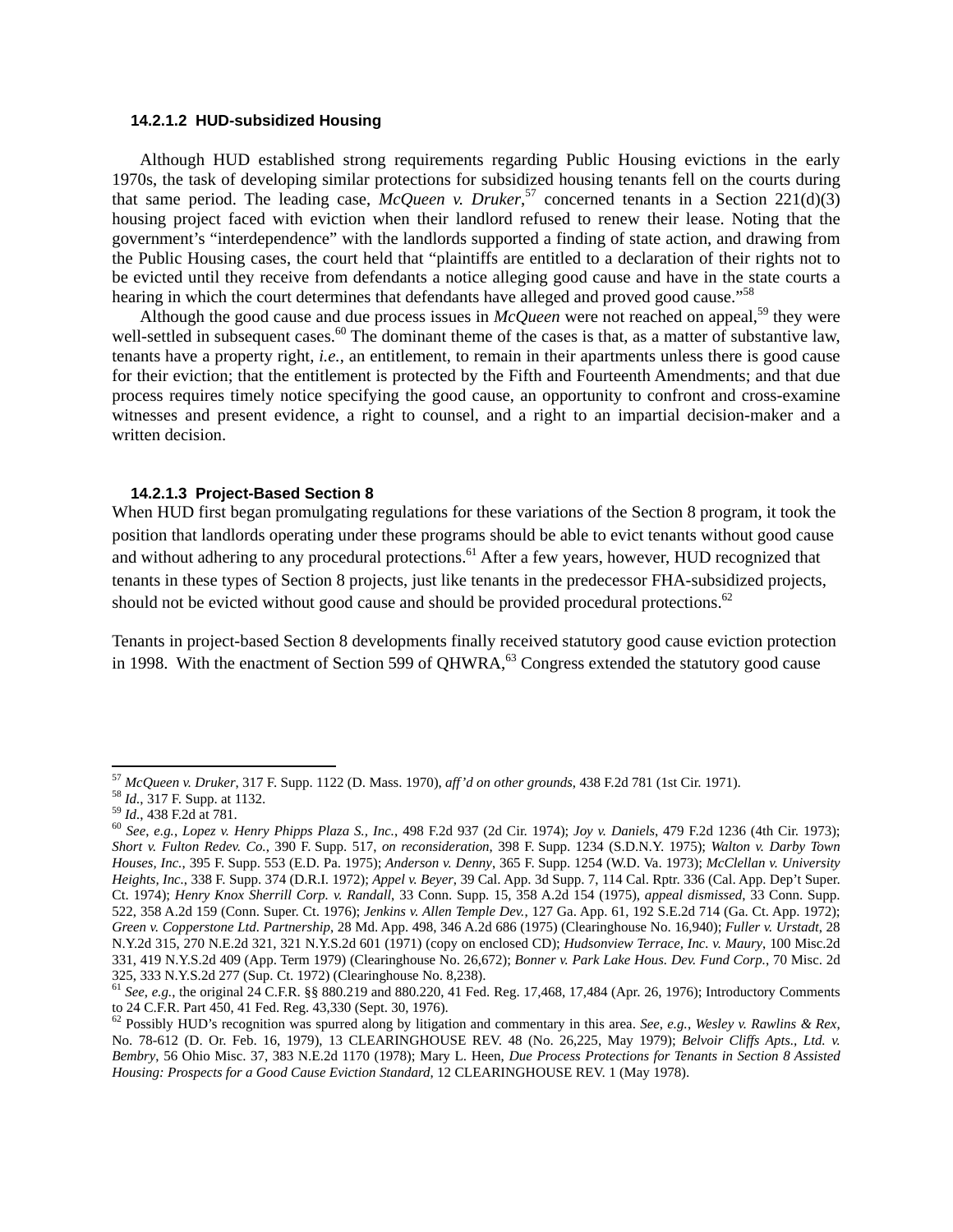#### 14.2.1.2 HUD-subsidized Housing

Although HUD established strong requirements regarding Public Housing evictions in the early 1970s, the task of developing similar protections for subsidized housing tenants fell on the courts during that same period. The leading case, *McQueen v. Druker*,[57] concerned tenants in a Section 221(d)(3) housing project faced with eviction when their landlord refused to renew their lease. Noting that the government's "interdependence" with the landlords supported a finding of state action, and drawing from the Public Housing cases, the court held that "plaintiffs are entitled to a declaration of their rights not to be evicted until they receive from defendants a notice alleging good cause and have in the state courts a hearing in which the court determines that defendants have alleged and proved good cause."[58]

Although the good cause and due process issues in *McQueen* were not reached on appeal,[59] they were well-settled in subsequent cases.[60] The dominant theme of the cases is that, as a matter of substantive law, tenants have a property right, *i.e.*, an entitlement, to remain in their apartments unless there is good cause for their eviction; that the entitlement is protected by the Fifth and Fourteenth Amendments; and that due process requires timely notice specifying the good cause, an opportunity to confront and cross-examine witnesses and present evidence, a right to counsel, and a right to an impartial decision-maker and a written decision.

#### 14.2.1.3 Project-Based Section 8

When HUD first began promulgating regulations for these variations of the Section 8 program, it took the position that landlords operating under these programs should be able to evict tenants without good cause and without adhering to any procedural protections.[61] After a few years, however, HUD recognized that tenants in these types of Section 8 projects, just like tenants in the predecessor FHA-subsidized projects, should not be evicted without good cause and should be provided procedural protections.[62]

Tenants in project-based Section 8 developments finally received statutory good cause eviction protection in 1998. With the enactment of Section 599 of QHWRA,[63] Congress extended the statutory good cause

---

[57] *McQueen v. Druker*, 317 F. Supp. 1122 (D. Mass. 1970), *aff'd on other grounds*, 438 F.2d 781 (1st Cir. 1971).

[58] *Id.*, 317 F. Supp. at 1132.

[59] *Id.*, 438 F.2d at 781.

[60] *See, e.g.*, *Lopez v. Henry Phipps Plaza S., Inc.*, 498 F.2d 937 (2d Cir. 1974); *Joy v. Daniels*, 479 F.2d 1236 (4th Cir. 1973); *Short v. Fulton Redev. Co.*, 390 F. Supp. 517, *on reconsideration*, 398 F. Supp. 1234 (S.D.N.Y. 1975); *Walton v. Darby Town Houses, Inc.*, 395 F. Supp. 553 (E.D. Pa. 1975); *Anderson v. Denny*, 365 F. Supp. 1254 (W.D. Va. 1973); *McClellan v. University Heights, Inc.*, 338 F. Supp. 374 (D.R.I. 1972); *Appel v. Beyer*, 39 Cal. App. 3d Supp. 7, 114 Cal. Rptr. 336 (Cal. App. Dep't Super. Ct. 1974); *Henry Knox Sherrill Corp. v. Randall*, 33 Conn. Supp. 15, 358 A.2d 154 (1975), *appeal dismissed*, 33 Conn. Supp. 522, 358 A.2d 159 (Conn. Super. Ct. 1976); *Jenkins v. Allen Temple Dev.*, 127 Ga. App. 61, 192 S.E.2d 714 (Ga. Ct. App. 1972); *Green v. Copperstone Ltd. Partnership*, 28 Md. App. 498, 346 A.2d 686 (1975) (Clearinghouse No. 16,940); *Fuller v. Urstadt*, 28 N.Y.2d 315, 270 N.E.2d 321, 321 N.Y.S.2d 601 (1971) (copy on enclosed CD); *Hudsonview Terrace, Inc. v. Maury*, 100 Misc.2d 331, 419 N.Y.S.2d 409 (App. Term 1979) (Clearinghouse No. 26,672); *Bonner v. Park Lake Hous. Dev. Fund Corp.*, 70 Misc. 2d 325, 333 N.Y.S.2d 277 (Sup. Ct. 1972) (Clearinghouse No. 8,238).

[61] *See, e.g.*, the original 24 C.F.R. §§ 880.219 and 880.220, 41 Fed. Reg. 17,468, 17,484 (Apr. 26, 1976); Introductory Comments to 24 C.F.R. Part 450, 41 Fed. Reg. 43,330 (Sept. 30, 1976).

[62] Possibly HUD's recognition was spurred along by litigation and commentary in this area. *See, e.g.*, *Wesley v. Rawlins & Rex*, No. 78-612 (D. Or. Feb. 16, 1979), 13 CLEARINGHOUSE REV. 48 (No. 26,225, May 1979); *Belvoir Cliffs Apts., Ltd. v. Bembry*, 56 Ohio Misc. 37, 383 N.E.2d 1170 (1978); Mary L. Heen, *Due Process Protections for Tenants in Section 8 Assisted Housing: Prospects for a Good Cause Eviction Standard*, 12 CLEARINGHOUSE REV. 1 (May 1978).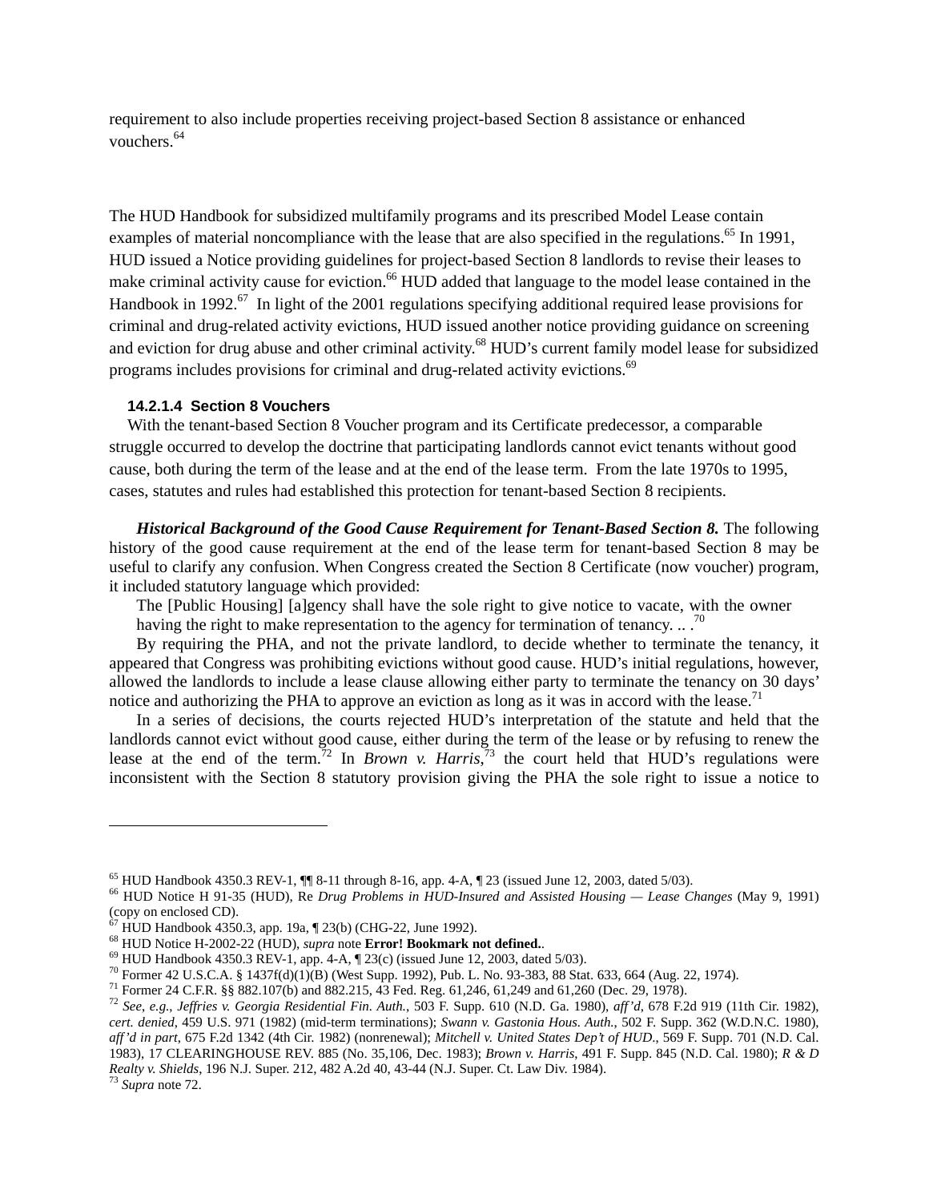requirement to also include properties receiving project-based Section 8 assistance or enhanced vouchers.[64]

The HUD Handbook for subsidized multifamily programs and its prescribed Model Lease contain examples of material noncompliance with the lease that are also specified in the regulations.[65] In 1991, HUD issued a Notice providing guidelines for project-based Section 8 landlords to revise their leases to make criminal activity cause for eviction.[66] HUD added that language to the model lease contained in the Handbook in 1992.[67] In light of the 2001 regulations specifying additional required lease provisions for criminal and drug-related activity evictions, HUD issued another notice providing guidance on screening and eviction for drug abuse and other criminal activity.[68] HUD's current family model lease for subsidized programs includes provisions for criminal and drug-related activity evictions.[69]

#### 14.2.1.4 Section 8 Vouchers

With the tenant-based Section 8 Voucher program and its Certificate predecessor, a comparable struggle occurred to develop the doctrine that participating landlords cannot evict tenants without good cause, both during the term of the lease and at the end of the lease term. From the late 1970s to 1995, cases, statutes and rules had established this protection for tenant-based Section 8 recipients.

***Historical Background of the Good Cause Requirement for Tenant-Based Section 8.*** The following history of the good cause requirement at the end of the lease term for tenant-based Section 8 may be useful to clarify any confusion. When Congress created the Section 8 Certificate (now voucher) program, it included statutory language which provided:

> The [Public Housing] [a]gency shall have the sole right to give notice to vacate, with the owner having the right to make representation to the agency for termination of tenancy. .. .[70]

By requiring the PHA, and not the private landlord, to decide whether to terminate the tenancy, it appeared that Congress was prohibiting evictions without good cause. HUD's initial regulations, however, allowed the landlords to include a lease clause allowing either party to terminate the tenancy on 30 days' notice and authorizing the PHA to approve an eviction as long as it was in accord with the lease.[71]

In a series of decisions, the courts rejected HUD's interpretation of the statute and held that the landlords cannot evict without good cause, either during the term of the lease or by refusing to renew the lease at the end of the term.[72] In *Brown v. Harris*,[73] the court held that HUD's regulations were inconsistent with the Section 8 statutory provision giving the PHA the sole right to issue a notice to

---

[65] HUD Handbook 4350.3 REV-1, ¶¶ 8-11 through 8-16, app. 4-A, ¶ 23 (issued June 12, 2003, dated 5/03).

[66] HUD Notice H 91-35 (HUD), Re *Drug Problems in HUD-Insured and Assisted Housing — Lease Changes* (May 9, 1991) (copy on enclosed CD).

[67] HUD Handbook 4350.3, app. 19a, ¶ 23(b) (CHG-22, June 1992).

[68] HUD Notice H-2002-22 (HUD), *supra* note **Error! Bookmark not defined.**.

[69] HUD Handbook 4350.3 REV-1, app. 4-A, ¶ 23(c) (issued June 12, 2003, dated 5/03).

[70] Former 42 U.S.C.A. § 1437f(d)(1)(B) (West Supp. 1992), Pub. L. No. 93-383, 88 Stat. 633, 664 (Aug. 22, 1974).

[71] Former 24 C.F.R. §§ 882.107(b) and 882.215, 43 Fed. Reg. 61,246, 61,249 and 61,260 (Dec. 29, 1978).

[72] *See, e.g.*, *Jeffries v. Georgia Residential Fin. Auth.*, 503 F. Supp. 610 (N.D. Ga. 1980), *aff'd*, 678 F.2d 919 (11th Cir. 1982), *cert. denied*, 459 U.S. 971 (1982) (mid-term terminations); *Swann v. Gastonia Hous. Auth.*, 502 F. Supp. 362 (W.D.N.C. 1980), *aff'd in part*, 675 F.2d 1342 (4th Cir. 1982) (nonrenewal); *Mitchell v. United States Dep't of HUD.*, 569 F. Supp. 701 (N.D. Cal. 1983), 17 CLEARINGHOUSE REV. 885 (No. 35,106, Dec. 1983); *Brown v. Harris*, 491 F. Supp. 845 (N.D. Cal. 1980); *R & D Realty v. Shields*, 196 N.J. Super. 212, 482 A.2d 40, 43-44 (N.J. Super. Ct. Law Div. 1984).

[73] *Supra* note 72.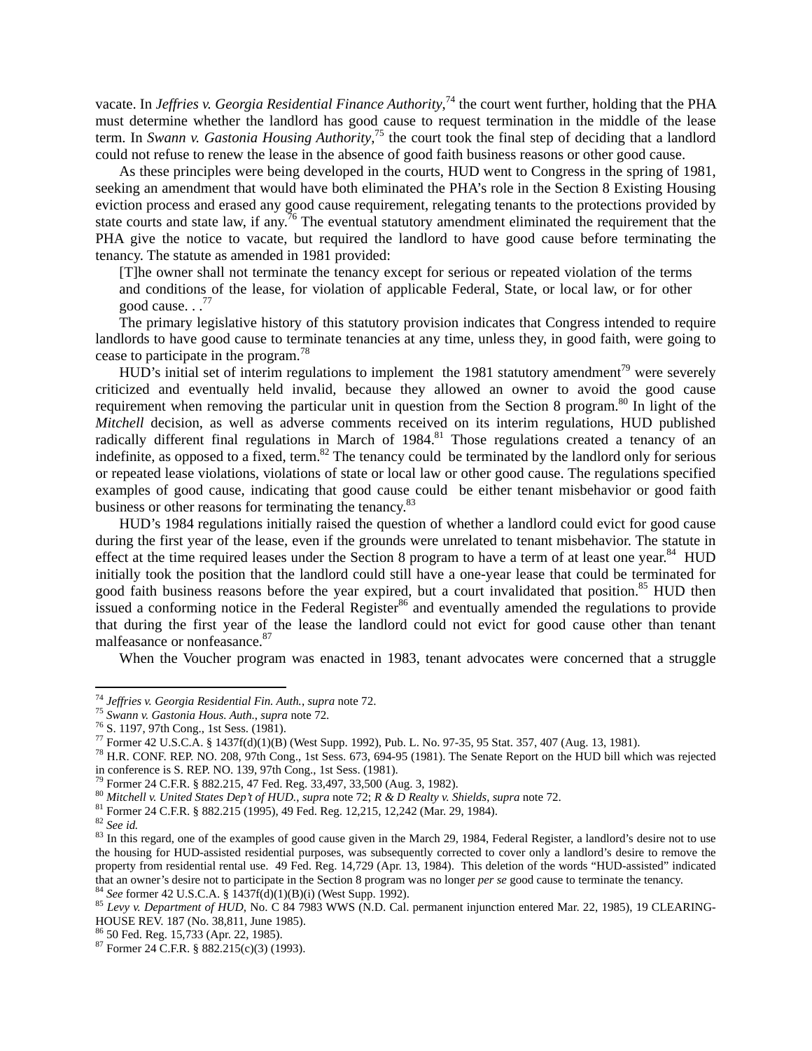vacate. In *Jeffries v. Georgia Residential Finance Authority*,[74] the court went further, holding that the PHA must determine whether the landlord has good cause to request termination in the middle of the lease term. In *Swann v. Gastonia Housing Authority*,[75] the court took the final step of deciding that a landlord could not refuse to renew the lease in the absence of good faith business reasons or other good cause.

As these principles were being developed in the courts, HUD went to Congress in the spring of 1981, seeking an amendment that would have both eliminated the PHA's role in the Section 8 Existing Housing eviction process and erased any good cause requirement, relegating tenants to the protections provided by state courts and state law, if any.[76] The eventual statutory amendment eliminated the requirement that the PHA give the notice to vacate, but required the landlord to have good cause before terminating the tenancy. The statute as amended in 1981 provided:

> [T]he owner shall not terminate the tenancy except for serious or repeated violation of the terms and conditions of the lease, for violation of applicable Federal, State, or local law, or for other good cause. . .[77]

The primary legislative history of this statutory provision indicates that Congress intended to require landlords to have good cause to terminate tenancies at any time, unless they, in good faith, were going to cease to participate in the program.[78]

HUD's initial set of interim regulations to implement the 1981 statutory amendment[79] were severely criticized and eventually held invalid, because they allowed an owner to avoid the good cause requirement when removing the particular unit in question from the Section 8 program.[80] In light of the *Mitchell* decision, as well as adverse comments received on its interim regulations, HUD published radically different final regulations in March of 1984.[81] Those regulations created a tenancy of an indefinite, as opposed to a fixed, term.[82] The tenancy could be terminated by the landlord only for serious or repeated lease violations, violations of state or local law or other good cause. The regulations specified examples of good cause, indicating that good cause could be either tenant misbehavior or good faith business or other reasons for terminating the tenancy.[83]

HUD's 1984 regulations initially raised the question of whether a landlord could evict for good cause during the first year of the lease, even if the grounds were unrelated to tenant misbehavior. The statute in effect at the time required leases under the Section 8 program to have a term of at least one year.[84] HUD initially took the position that the landlord could still have a one-year lease that could be terminated for good faith business reasons before the year expired, but a court invalidated that position.[85] HUD then issued a conforming notice in the Federal Register[86] and eventually amended the regulations to provide that during the first year of the lease the landlord could not evict for good cause other than tenant malfeasance or nonfeasance.[87]

When the Voucher program was enacted in 1983, tenant advocates were concerned that a struggle

---

[74] *Jeffries v. Georgia Residential Fin. Auth.*, *supra* note 72.

[75] *Swann v. Gastonia Hous. Auth.*, *supra* note 72.

[76] S. 1197, 97th Cong., 1st Sess. (1981).

[77] Former 42 U.S.C.A. § 1437f(d)(1)(B) (West Supp. 1992), Pub. L. No. 97-35, 95 Stat. 357, 407 (Aug. 13, 1981).

[78] H.R. CONF. REP. NO. 208, 97th Cong., 1st Sess. 673, 694-95 (1981). The Senate Report on the HUD bill which was rejected in conference is S. REP. NO. 139, 97th Cong., 1st Sess. (1981).

[79] Former 24 C.F.R. § 882.215, 47 Fed. Reg. 33,497, 33,500 (Aug. 3, 1982).

[80] *Mitchell v. United States Dep't of HUD.*, *supra* note 72; *R & D Realty v. Shields*, *supra* note 72.

[81] Former 24 C.F.R. § 882.215 (1995), 49 Fed. Reg. 12,215, 12,242 (Mar. 29, 1984).

[82] *See id.*

[83] In this regard, one of the examples of good cause given in the March 29, 1984, Federal Register, a landlord's desire not to use the housing for HUD-assisted residential purposes, was subsequently corrected to cover only a landlord's desire to remove the property from residential rental use. 49 Fed. Reg. 14,729 (Apr. 13, 1984). This deletion of the words "HUD-assisted" indicated that an owner's desire not to participate in the Section 8 program was no longer *per se* good cause to terminate the tenancy.

[84] *See* former 42 U.S.C.A. § 1437f(d)(1)(B)(i) (West Supp. 1992).

[85] *Levy v. Department of HUD*, No. C 84 7983 WWS (N.D. Cal. permanent injunction entered Mar. 22, 1985), 19 CLEARING-HOUSE REV. 187 (No. 38,811, June 1985).

[86] 50 Fed. Reg. 15,733 (Apr. 22, 1985).

[87] Former 24 C.F.R. § 882.215(c)(3) (1993).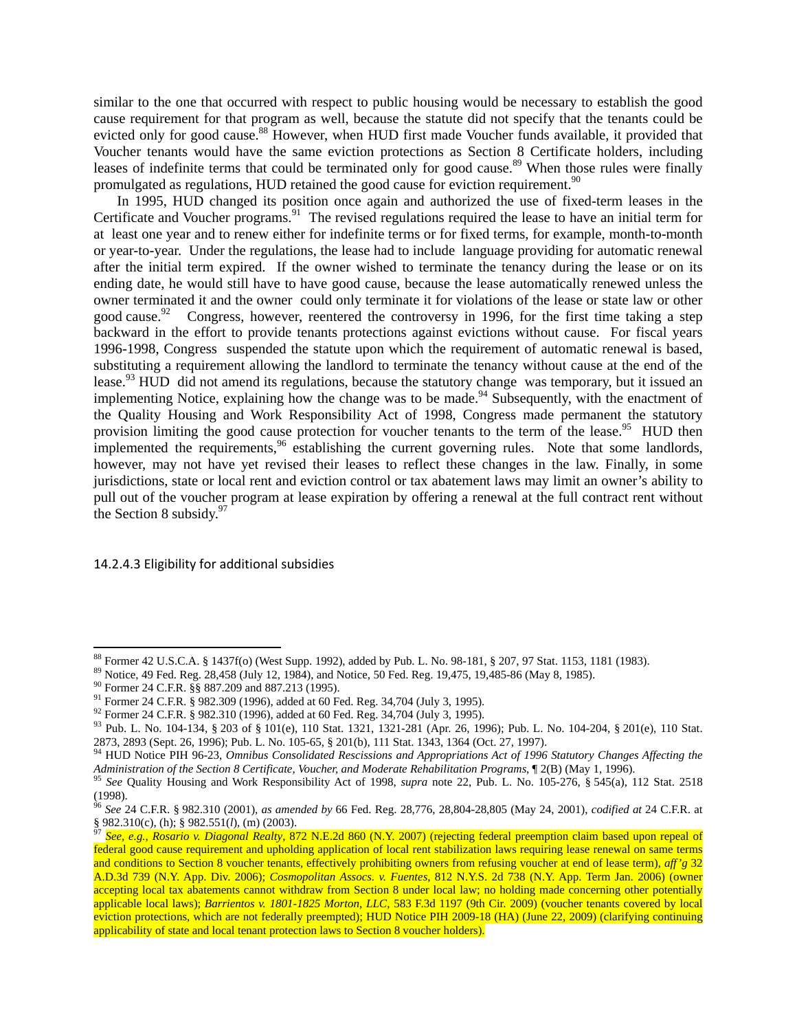similar to the one that occurred with respect to public housing would be necessary to establish the good cause requirement for that program as well, because the statute did not specify that the tenants could be evicted only for good cause.[88] However, when HUD first made Voucher funds available, it provided that Voucher tenants would have the same eviction protections as Section 8 Certificate holders, including leases of indefinite terms that could be terminated only for good cause.[89] When those rules were finally promulgated as regulations, HUD retained the good cause for eviction requirement.[90]

In 1995, HUD changed its position once again and authorized the use of fixed-term leases in the Certificate and Voucher programs.[91] The revised regulations required the lease to have an initial term for at least one year and to renew either for indefinite terms or for fixed terms, for example, month-to-month or year-to-year. Under the regulations, the lease had to include language providing for automatic renewal after the initial term expired. If the owner wished to terminate the tenancy during the lease or on its ending date, he would still have to have good cause, because the lease automatically renewed unless the owner terminated it and the owner could only terminate it for violations of the lease or state law or other good cause.[92] Congress, however, reentered the controversy in 1996, for the first time taking a step backward in the effort to provide tenants protections against evictions without cause. For fiscal years 1996-1998, Congress suspended the statute upon which the requirement of automatic renewal is based, substituting a requirement allowing the landlord to terminate the tenancy without cause at the end of the lease.[93] HUD did not amend its regulations, because the statutory change was temporary, but it issued an implementing Notice, explaining how the change was to be made.[94] Subsequently, with the enactment of the Quality Housing and Work Responsibility Act of 1998, Congress made permanent the statutory provision limiting the good cause protection for voucher tenants to the term of the lease.[95] HUD then implemented the requirements,[96] establishing the current governing rules. Note that some landlords, however, may not have yet revised their leases to reflect these changes in the law. Finally, in some jurisdictions, state or local rent and eviction control or tax abatement laws may limit an owner's ability to pull out of the voucher program at lease expiration by offering a renewal at the full contract rent without the Section 8 subsidy.[97]

#### 14.2.4.3 Eligibility for additional subsidies

---

[88] Former 42 U.S.C.A. § 1437f(o) (West Supp. 1992), added by Pub. L. No. 98-181, § 207, 97 Stat. 1153, 1181 (1983).

[89] Notice, 49 Fed. Reg. 28,458 (July 12, 1984), and Notice, 50 Fed. Reg. 19,475, 19,485-86 (May 8, 1985).

[90] Former 24 C.F.R. §§ 887.209 and 887.213 (1995).

[91] Former 24 C.F.R. § 982.309 (1996), added at 60 Fed. Reg. 34,704 (July 3, 1995).

[92] Former 24 C.F.R. § 982.310 (1996), added at 60 Fed. Reg. 34,704 (July 3, 1995).

[93] Pub. L. No. 104-134, § 203 of § 101(e), 110 Stat. 1321, 1321-281 (Apr. 26, 1996); Pub. L. No. 104-204, § 201(e), 110 Stat. 2873, 2893 (Sept. 26, 1996); Pub. L. No. 105-65, § 201(b), 111 Stat. 1343, 1364 (Oct. 27, 1997).

[94] HUD Notice PIH 96-23, *Omnibus Consolidated Rescissions and Appropriations Act of 1996 Statutory Changes Affecting the Administration of the Section 8 Certificate, Voucher, and Moderate Rehabilitation Programs*, ¶ 2(B) (May 1, 1996).

[95] *See* Quality Housing and Work Responsibility Act of 1998, *supra* note 22, Pub. L. No. 105-276, § 545(a), 112 Stat. 2518 (1998).

[96] *See* 24 C.F.R. § 982.310 (2001), *as amended by* 66 Fed. Reg. 28,776, 28,804-28,805 (May 24, 2001), *codified at* 24 C.F.R. at § 982.310(c), (h); § 982.551(*l*), (m) (2003).

[97] *See, e.g., Rosario v. Diagonal Realty*, 872 N.E.2d 860 (N.Y. 2007) (rejecting federal preemption claim based upon repeal of federal good cause requirement and upholding application of local rent stabilization laws requiring lease renewal on same terms and conditions to Section 8 voucher tenants, effectively prohibiting owners from refusing voucher at end of lease term), *aff'g* 32 A.D.3d 739 (N.Y. App. Div. 2006); *Cosmopolitan Assocs. v. Fuentes*, 812 N.Y.S. 2d 738 (N.Y. App. Term Jan. 2006) (owner accepting local tax abatements cannot withdraw from Section 8 under local law; no holding made concerning other potentially applicable local laws); *Barrientos v. 1801-1825 Morton, LLC*, 583 F.3d 1197 (9th Cir. 2009) (voucher tenants covered by local eviction protections, which are not federally preempted); HUD Notice PIH 2009-18 (HA) (June 22, 2009) (clarifying continuing applicability of state and local tenant protection laws to Section 8 voucher holders).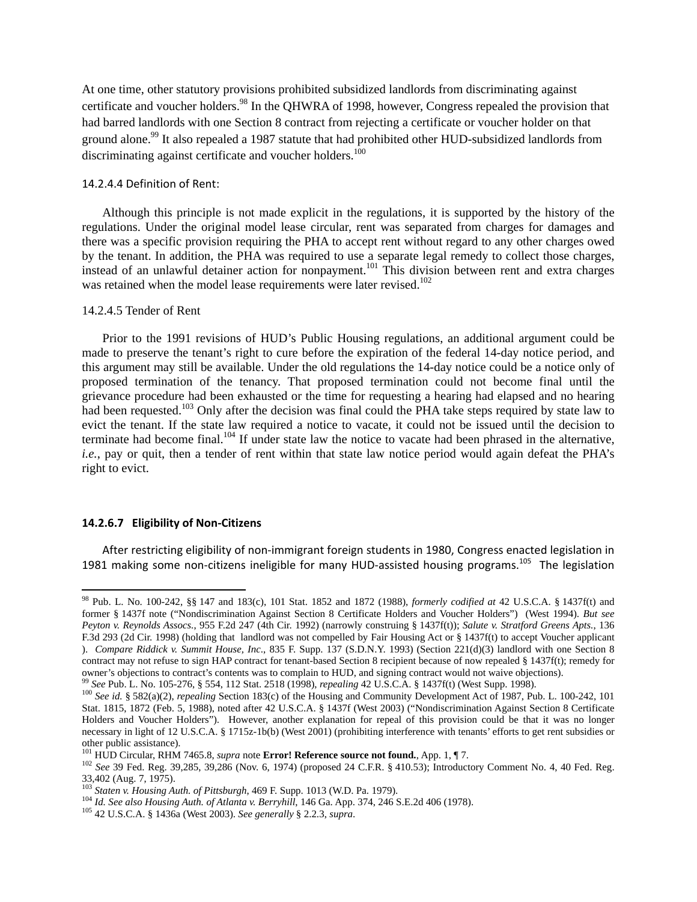At one time, other statutory provisions prohibited subsidized landlords from discriminating against certificate and voucher holders.[98] In the QHWRA of 1998, however, Congress repealed the provision that had barred landlords with one Section 8 contract from rejecting a certificate or voucher holder on that ground alone.[99] It also repealed a 1987 statute that had prohibited other HUD-subsidized landlords from discriminating against certificate and voucher holders.[100]

#### 14.2.4.4 Definition of Rent:

Although this principle is not made explicit in the regulations, it is supported by the history of the regulations. Under the original model lease circular, rent was separated from charges for damages and there was a specific provision requiring the PHA to accept rent without regard to any other charges owed by the tenant. In addition, the PHA was required to use a separate legal remedy to collect those charges, instead of an unlawful detainer action for nonpayment.[101] This division between rent and extra charges was retained when the model lease requirements were later revised.[102]

#### 14.2.4.5 Tender of Rent

Prior to the 1991 revisions of HUD's Public Housing regulations, an additional argument could be made to preserve the tenant's right to cure before the expiration of the federal 14-day notice period, and this argument may still be available. Under the old regulations the 14-day notice could be a notice only of proposed termination of the tenancy. That proposed termination could not become final until the grievance procedure had been exhausted or the time for requesting a hearing had elapsed and no hearing had been requested.[103] Only after the decision was final could the PHA take steps required by state law to evict the tenant. If the state law required a notice to vacate, it could not be issued until the decision to terminate had become final.[104] If under state law the notice to vacate had been phrased in the alternative, *i.e.*, pay or quit, then a tender of rent within that state law notice period would again defeat the PHA's right to evict.

#### **14.2.6.7 Eligibility of Non-Citizens**

After restricting eligibility of non-immigrant foreign students in 1980, Congress enacted legislation in 1981 making some non-citizens ineligible for many HUD-assisted housing programs.[105] The legislation

---

[98] Pub. L. No. 100-242, §§ 147 and 183(c), 101 Stat. 1852 and 1872 (1988), *formerly codified at* 42 U.S.C.A. § 1437f(t) and former § 1437f note ("Nondiscrimination Against Section 8 Certificate Holders and Voucher Holders") (West 1994). *But see Peyton v. Reynolds Assocs.*, 955 F.2d 247 (4th Cir. 1992) (narrowly construing § 1437f(t)); *Salute v. Stratford Greens Apts.*, 136 F.3d 293 (2d Cir. 1998) (holding that landlord was not compelled by Fair Housing Act or § 1437f(t) to accept Voucher applicant ). *Compare Riddick v. Summit House, Inc*., 835 F. Supp. 137 (S.D.N.Y. 1993) (Section 221(d)(3) landlord with one Section 8 contract may not refuse to sign HAP contract for tenant-based Section 8 recipient because of now repealed § 1437f(t); remedy for owner's objections to contract's contents was to complain to HUD, and signing contract would not waive objections).

[99] *See* Pub. L. No. 105-276, § 554, 112 Stat. 2518 (1998), *repealing* 42 U.S.C.A. § 1437f(t) (West Supp. 1998).

[100] *See id.* § 582(a)(2), *repealing* Section 183(c) of the Housing and Community Development Act of 1987, Pub. L. 100-242, 101 Stat. 1815, 1872 (Feb. 5, 1988), noted after 42 U.S.C.A. § 1437f (West 2003) ("Nondiscrimination Against Section 8 Certificate Holders and Voucher Holders"). However, another explanation for repeal of this provision could be that it was no longer necessary in light of 12 U.S.C.A. § 1715z-1b(b) (West 2001) (prohibiting interference with tenants' efforts to get rent subsidies or other public assistance).

[101] HUD Circular, RHM 7465.8, *supra* note **Error! Reference source not found.**, App. 1, ¶ 7.

[102] *See* 39 Fed. Reg. 39,285, 39,286 (Nov. 6, 1974) (proposed 24 C.F.R. § 410.53); Introductory Comment No. 4, 40 Fed. Reg. 33,402 (Aug. 7, 1975).

[103] *Staten v. Housing Auth. of Pittsburgh*, 469 F. Supp. 1013 (W.D. Pa. 1979).

[104] *Id. See also Housing Auth. of Atlanta v. Berryhill*, 146 Ga. App. 374, 246 S.E.2d 406 (1978).

[105] 42 U.S.C.A. § 1436a (West 2003). *See generally* § 2.2.3, *supra*.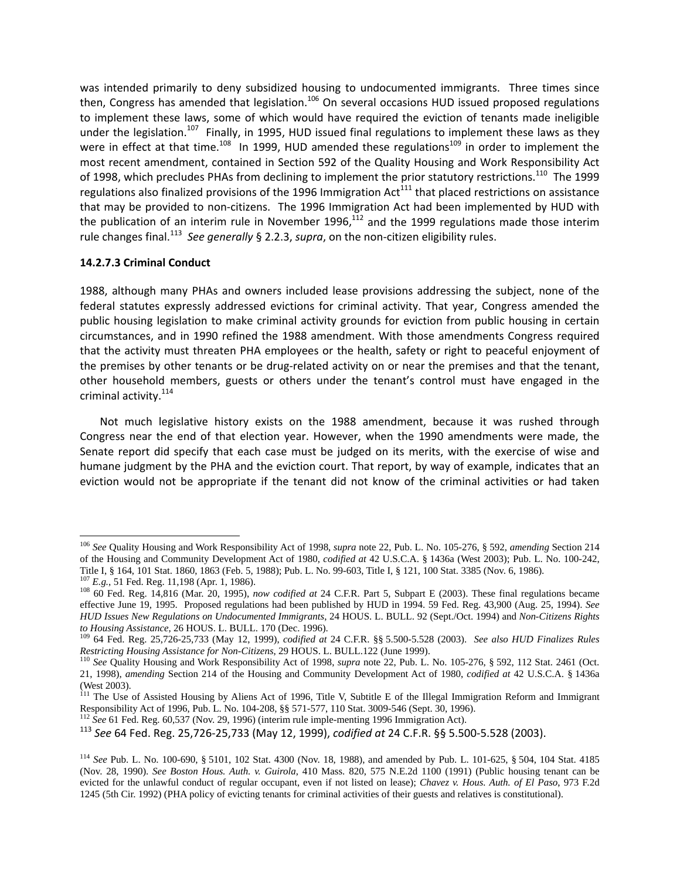was intended primarily to deny subsidized housing to undocumented immigrants. Three times since then, Congress has amended that legislation.[106] On several occasions HUD issued proposed regulations to implement these laws, some of which would have required the eviction of tenants made ineligible under the legislation.[107] Finally, in 1995, HUD issued final regulations to implement these laws as they were in effect at that time.[108] In 1999, HUD amended these regulations[109] in order to implement the most recent amendment, contained in Section 592 of the Quality Housing and Work Responsibility Act of 1998, which precludes PHAs from declining to implement the prior statutory restrictions.[110] The 1999 regulations also finalized provisions of the 1996 Immigration Act[111] that placed restrictions on assistance that may be provided to non-citizens. The 1996 Immigration Act had been implemented by HUD with the publication of an interim rule in November 1996,[112] and the 1999 regulations made those interim rule changes final.[113] *See generally* § 2.2.3, *supra*, on the non-citizen eligibility rules.

**14.2.7.3 Criminal Conduct**

1988, although many PHAs and owners included lease provisions addressing the subject, none of the federal statutes expressly addressed evictions for criminal activity. That year, Congress amended the public housing legislation to make criminal activity grounds for eviction from public housing in certain circumstances, and in 1990 refined the 1988 amendment. With those amendments Congress required that the activity must threaten PHA employees or the health, safety or right to peaceful enjoyment of the premises by other tenants or be drug-related activity on or near the premises and that the tenant, other household members, guests or others under the tenant's control must have engaged in the criminal activity.[114]

Not much legislative history exists on the 1988 amendment, because it was rushed through Congress near the end of that election year. However, when the 1990 amendments were made, the Senate report did specify that each case must be judged on its merits, with the exercise of wise and humane judgment by the PHA and the eviction court. That report, by way of example, indicates that an eviction would not be appropriate if the tenant did not know of the criminal activities or had taken

---

[106] *See* Quality Housing and Work Responsibility Act of 1998, *supra* note 22, Pub. L. No. 105-276, § 592, *amending* Section 214 of the Housing and Community Development Act of 1980, *codified at* 42 U.S.C.A. § 1436a (West 2003); Pub. L. No. 100-242, Title I, § 164, 101 Stat. 1860, 1863 (Feb. 5, 1988); Pub. L. No. 99-603, Title I, § 121, 100 Stat. 3385 (Nov. 6, 1986).

[107] *E.g.*, 51 Fed. Reg. 11,198 (Apr. 1, 1986).

[108] 60 Fed. Reg. 14,816 (Mar. 20, 1995), *now codified at* 24 C.F.R. Part 5, Subpart E (2003). These final regulations became effective June 19, 1995. Proposed regulations had been published by HUD in 1994. 59 Fed. Reg. 43,900 (Aug. 25, 1994). *See HUD Issues New Regulations on Undocumented Immigrants*, 24 HOUS. L. BULL. 92 (Sept./Oct. 1994) and *Non-Citizens Rights to Housing Assistance*, 26 HOUS. L. BULL. 170 (Dec. 1996).

[109] 64 Fed. Reg. 25,726-25,733 (May 12, 1999), *codified at* 24 C.F.R. §§ 5.500-5.528 (2003). *See also HUD Finalizes Rules Restricting Housing Assistance for Non-Citizens*, 29 HOUS. L. BULL.122 (June 1999).

[110] *See* Quality Housing and Work Responsibility Act of 1998, *supra* note 22, Pub. L. No. 105-276, § 592, 112 Stat. 2461 (Oct. 21, 1998), *amending* Section 214 of the Housing and Community Development Act of 1980, *codified at* 42 U.S.C.A. § 1436a (West 2003).

[111] The Use of Assisted Housing by Aliens Act of 1996, Title V, Subtitle E of the Illegal Immigration Reform and Immigrant Responsibility Act of 1996, Pub. L. No. 104-208, §§ 571-577, 110 Stat. 3009-546 (Sept. 30, 1996).

[112] *See* 61 Fed. Reg. 60,537 (Nov. 29, 1996) (interim rule imple-menting 1996 Immigration Act).

[113] *See* 64 Fed. Reg. 25,726-25,733 (May 12, 1999), *codified at* 24 C.F.R. §§ 5.500-5.528 (2003).

[114] *See* Pub. L. No. 100-690, § 5101, 102 Stat. 4300 (Nov. 18, 1988), and amended by Pub. L. 101-625, § 504, 104 Stat. 4185 (Nov. 28, 1990). *See Boston Hous. Auth. v. Guirola*, 410 Mass. 820, 575 N.E.2d 1100 (1991) (Public housing tenant can be evicted for the unlawful conduct of regular occupant, even if not listed on lease); *Chavez v. Hous. Auth. of El Paso*, 973 F.2d 1245 (5th Cir. 1992) (PHA policy of evicting tenants for criminal activities of their guests and relatives is constitutional).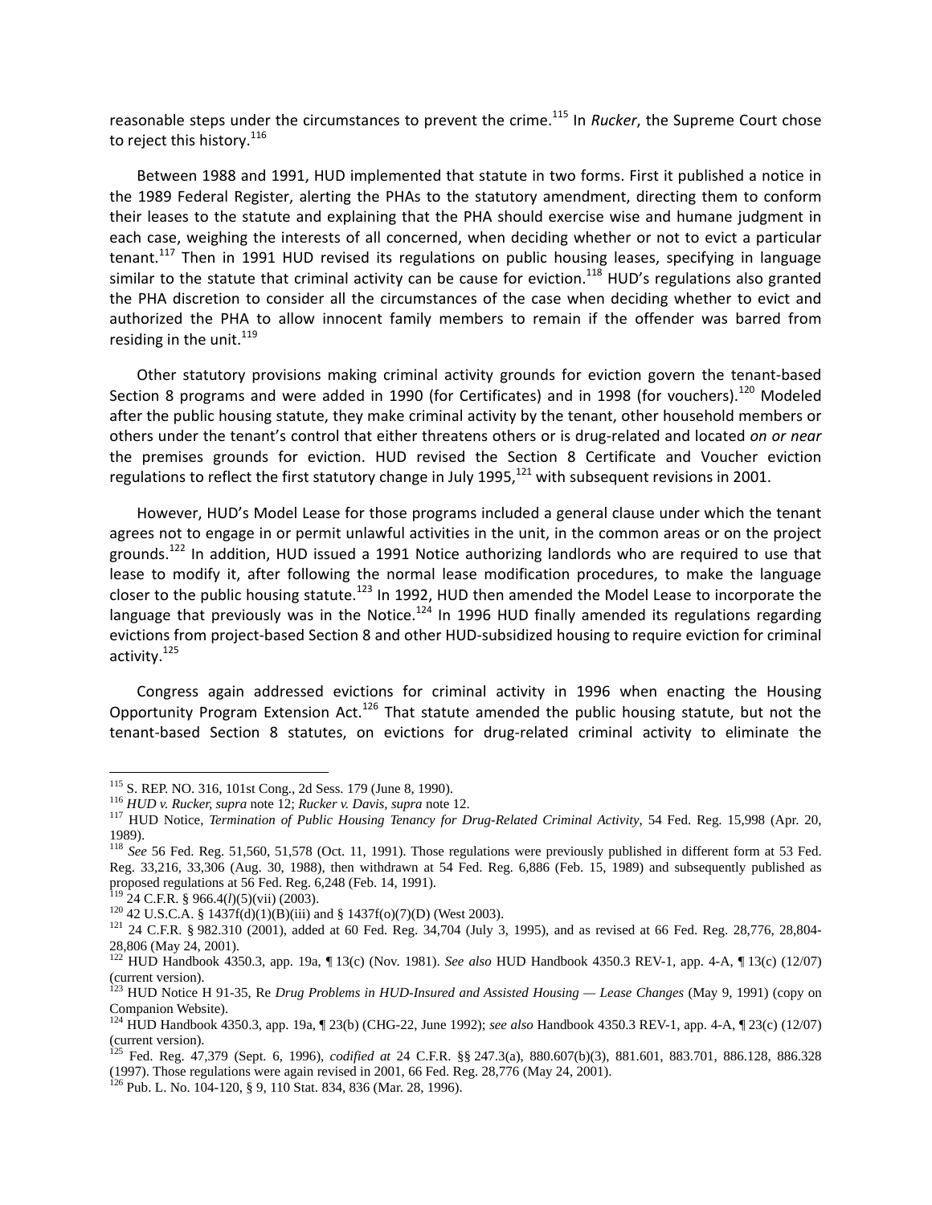reasonable steps under the circumstances to prevent the crime.[115] In *Rucker*, the Supreme Court chose to reject this history.[116]

Between 1988 and 1991, HUD implemented that statute in two forms. First it published a notice in the 1989 Federal Register, alerting the PHAs to the statutory amendment, directing them to conform their leases to the statute and explaining that the PHA should exercise wise and humane judgment in each case, weighing the interests of all concerned, when deciding whether or not to evict a particular tenant.[117] Then in 1991 HUD revised its regulations on public housing leases, specifying in language similar to the statute that criminal activity can be cause for eviction.[118] HUD's regulations also granted the PHA discretion to consider all the circumstances of the case when deciding whether to evict and authorized the PHA to allow innocent family members to remain if the offender was barred from residing in the unit.[119]

Other statutory provisions making criminal activity grounds for eviction govern the tenant-based Section 8 programs and were added in 1990 (for Certificates) and in 1998 (for vouchers).[120] Modeled after the public housing statute, they make criminal activity by the tenant, other household members or others under the tenant's control that either threatens others or is drug-related and located *on or near* the premises grounds for eviction. HUD revised the Section 8 Certificate and Voucher eviction regulations to reflect the first statutory change in July 1995,[121] with subsequent revisions in 2001.

However, HUD's Model Lease for those programs included a general clause under which the tenant agrees not to engage in or permit unlawful activities in the unit, in the common areas or on the project grounds.[122] In addition, HUD issued a 1991 Notice authorizing landlords who are required to use that lease to modify it, after following the normal lease modification procedures, to make the language closer to the public housing statute.[123] In 1992, HUD then amended the Model Lease to incorporate the language that previously was in the Notice.[124] In 1996 HUD finally amended its regulations regarding evictions from project-based Section 8 and other HUD-subsidized housing to require eviction for criminal activity.[125]

Congress again addressed evictions for criminal activity in 1996 when enacting the Housing Opportunity Program Extension Act.[126] That statute amended the public housing statute, but not the tenant-based Section 8 statutes, on evictions for drug-related criminal activity to eliminate the

---

[115] S. REP. NO. 316, 101st Cong., 2d Sess. 179 (June 8, 1990).

[116] *HUD v. Rucker, supra* note 12; *Rucker v. Davis, supra* note 12.

[117] HUD Notice, *Termination of Public Housing Tenancy for Drug-Related Criminal Activity*, 54 Fed. Reg. 15,998 (Apr. 20, 1989).

[118] *See* 56 Fed. Reg. 51,560, 51,578 (Oct. 11, 1991). Those regulations were previously published in different form at 53 Fed. Reg. 33,216, 33,306 (Aug. 30, 1988), then withdrawn at 54 Fed. Reg. 6,886 (Feb. 15, 1989) and subsequently published as proposed regulations at 56 Fed. Reg. 6,248 (Feb. 14, 1991).

[119] 24 C.F.R. § 966.4(*l*)(5)(vii) (2003).

[120] 42 U.S.C.A. § 1437f(d)(1)(B)(iii) and § 1437f(o)(7)(D) (West 2003).

[121] 24 C.F.R. § 982.310 (2001), added at 60 Fed. Reg. 34,704 (July 3, 1995), and as revised at 66 Fed. Reg. 28,776, 28,804-28,806 (May 24, 2001).

[122] HUD Handbook 4350.3, app. 19a, ¶ 13(c) (Nov. 1981). *See also* HUD Handbook 4350.3 REV-1, app. 4-A, ¶ 13(c) (12/07) (current version).

[123] HUD Notice H 91-35, Re *Drug Problems in HUD-Insured and Assisted Housing — Lease Changes* (May 9, 1991) (copy on Companion Website).

[124] HUD Handbook 4350.3, app. 19a, ¶ 23(b) (CHG-22, June 1992); *see also* Handbook 4350.3 REV-1, app. 4-A, ¶ 23(c) (12/07) (current version).

[125] Fed. Reg. 47,379 (Sept. 6, 1996), *codified at* 24 C.F.R. §§ 247.3(a), 880.607(b)(3), 881.601, 883.701, 886.128, 886.328 (1997). Those regulations were again revised in 2001, 66 Fed. Reg. 28,776 (May 24, 2001).

[126] Pub. L. No. 104-120, § 9, 110 Stat. 834, 836 (Mar. 28, 1996).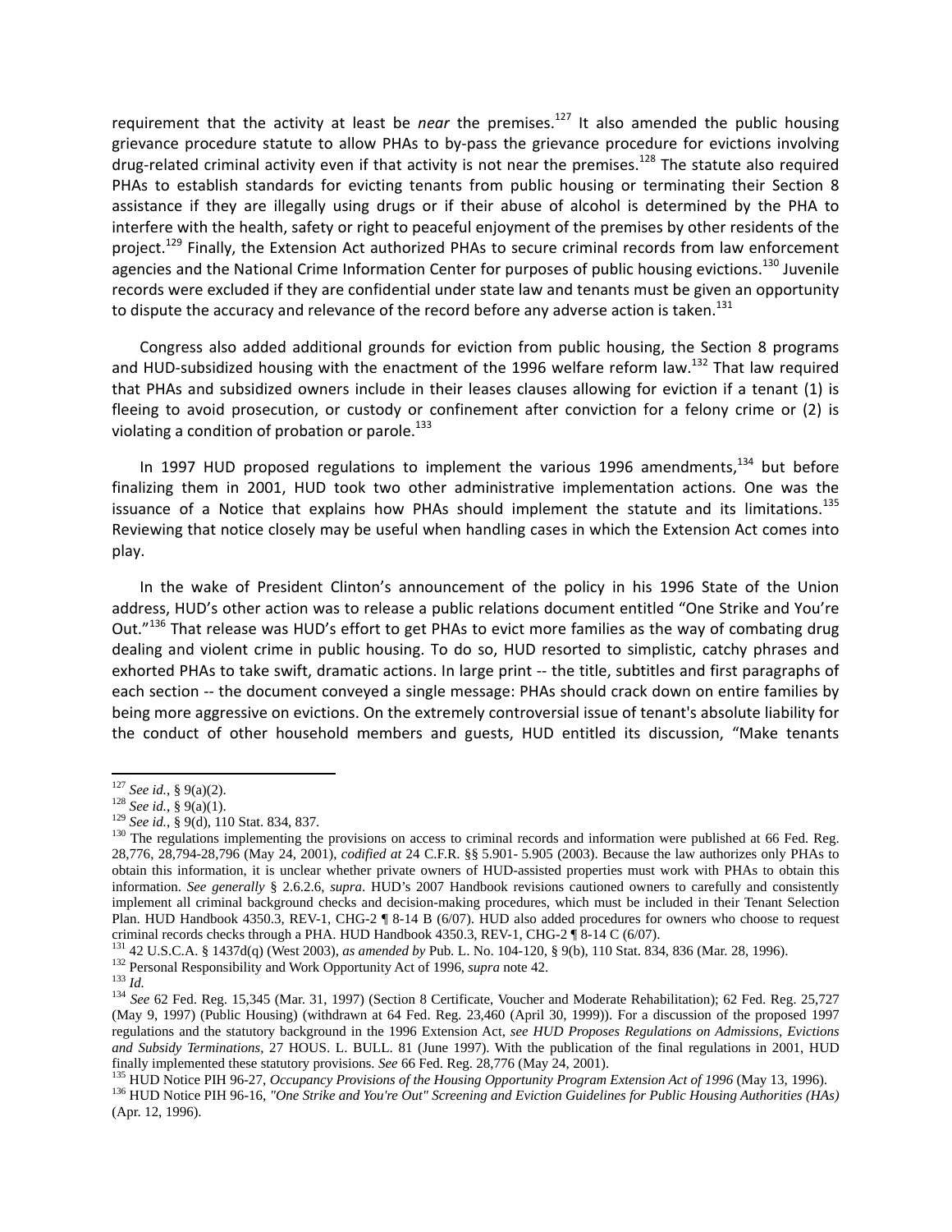requirement that the activity at least be *near* the premises.[127] It also amended the public housing grievance procedure statute to allow PHAs to by-pass the grievance procedure for evictions involving drug-related criminal activity even if that activity is not near the premises.[128] The statute also required PHAs to establish standards for evicting tenants from public housing or terminating their Section 8 assistance if they are illegally using drugs or if their abuse of alcohol is determined by the PHA to interfere with the health, safety or right to peaceful enjoyment of the premises by other residents of the project.[129] Finally, the Extension Act authorized PHAs to secure criminal records from law enforcement agencies and the National Crime Information Center for purposes of public housing evictions.[130] Juvenile records were excluded if they are confidential under state law and tenants must be given an opportunity to dispute the accuracy and relevance of the record before any adverse action is taken.[131]

Congress also added additional grounds for eviction from public housing, the Section 8 programs and HUD-subsidized housing with the enactment of the 1996 welfare reform law.[132] That law required that PHAs and subsidized owners include in their leases clauses allowing for eviction if a tenant (1) is fleeing to avoid prosecution, or custody or confinement after conviction for a felony crime or (2) is violating a condition of probation or parole.[133]

In 1997 HUD proposed regulations to implement the various 1996 amendments,[134] but before finalizing them in 2001, HUD took two other administrative implementation actions. One was the issuance of a Notice that explains how PHAs should implement the statute and its limitations.[135] Reviewing that notice closely may be useful when handling cases in which the Extension Act comes into play.

In the wake of President Clinton's announcement of the policy in his 1996 State of the Union address, HUD's other action was to release a public relations document entitled "One Strike and You're Out."[136] That release was HUD's effort to get PHAs to evict more families as the way of combating drug dealing and violent crime in public housing. To do so, HUD resorted to simplistic, catchy phrases and exhorted PHAs to take swift, dramatic actions. In large print -- the title, subtitles and first paragraphs of each section -- the document conveyed a single message: PHAs should crack down on entire families by being more aggressive on evictions. On the extremely controversial issue of tenant's absolute liability for the conduct of other household members and guests, HUD entitled its discussion, "Make tenants

---

[127] *See id.*, § 9(a)(2).

[128] *See id.*, § 9(a)(1).

[129] *See id.*, § 9(d), 110 Stat. 834, 837.

[130] The regulations implementing the provisions on access to criminal records and information were published at 66 Fed. Reg. 28,776, 28,794-28,796 (May 24, 2001), *codified at* 24 C.F.R. §§ 5.901- 5.905 (2003). Because the law authorizes only PHAs to obtain this information, it is unclear whether private owners of HUD-assisted properties must work with PHAs to obtain this information. *See generally* § 2.6.2.6, *supra*. HUD's 2007 Handbook revisions cautioned owners to carefully and consistently implement all criminal background checks and decision-making procedures, which must be included in their Tenant Selection Plan. HUD Handbook 4350.3, REV-1, CHG-2 ¶ 8-14 B (6/07). HUD also added procedures for owners who choose to request criminal records checks through a PHA. HUD Handbook 4350.3, REV-1, CHG-2 ¶ 8-14 C (6/07).

[131] 42 U.S.C.A. § 1437d(q) (West 2003), *as amended by* Pub. L. No. 104-120, § 9(b), 110 Stat. 834, 836 (Mar. 28, 1996).

[132] Personal Responsibility and Work Opportunity Act of 1996, *supra* note 42.

[133] *Id.*

[134] *See* 62 Fed. Reg. 15,345 (Mar. 31, 1997) (Section 8 Certificate, Voucher and Moderate Rehabilitation); 62 Fed. Reg. 25,727 (May 9, 1997) (Public Housing) (withdrawn at 64 Fed. Reg. 23,460 (April 30, 1999)). For a discussion of the proposed 1997 regulations and the statutory background in the 1996 Extension Act, *see HUD Proposes Regulations on Admissions, Evictions and Subsidy Terminations*, 27 HOUS. L. BULL. 81 (June 1997). With the publication of the final regulations in 2001, HUD finally implemented these statutory provisions. *See* 66 Fed. Reg. 28,776 (May 24, 2001).

[135] HUD Notice PIH 96-27, *Occupancy Provisions of the Housing Opportunity Program Extension Act of 1996* (May 13, 1996).

[136] HUD Notice PIH 96-16, *"One Strike and You're Out" Screening and Eviction Guidelines for Public Housing Authorities (HAs)* (Apr. 12, 1996).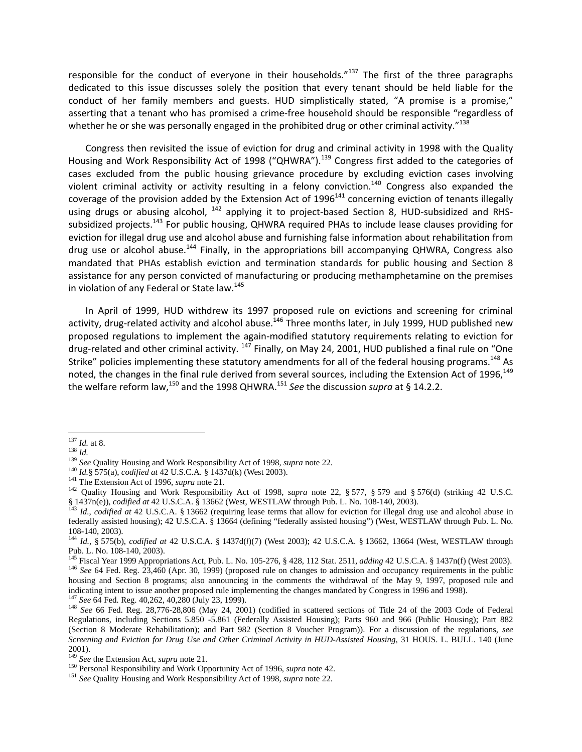responsible for the conduct of everyone in their households."[137] The first of the three paragraphs dedicated to this issue discusses solely the position that every tenant should be held liable for the conduct of her family members and guests. HUD simplistically stated, "A promise is a promise," asserting that a tenant who has promised a crime-free household should be responsible "regardless of whether he or she was personally engaged in the prohibited drug or other criminal activity."[138]

Congress then revisited the issue of eviction for drug and criminal activity in 1998 with the Quality Housing and Work Responsibility Act of 1998 ("QHWRA").[139] Congress first added to the categories of cases excluded from the public housing grievance procedure by excluding eviction cases involving violent criminal activity or activity resulting in a felony conviction.[140] Congress also expanded the coverage of the provision added by the Extension Act of 1996[141] concerning eviction of tenants illegally using drugs or abusing alcohol, [142] applying it to project-based Section 8, HUD-subsidized and RHS-subsidized projects.[143] For public housing, QHWRA required PHAs to include lease clauses providing for eviction for illegal drug use and alcohol abuse and furnishing false information about rehabilitation from drug use or alcohol abuse.[144] Finally, in the appropriations bill accompanying QHWRA, Congress also mandated that PHAs establish eviction and termination standards for public housing and Section 8 assistance for any person convicted of manufacturing or producing methamphetamine on the premises in violation of any Federal or State law.[145]

In April of 1999, HUD withdrew its 1997 proposed rule on evictions and screening for criminal activity, drug-related activity and alcohol abuse.[146] Three months later, in July 1999, HUD published new proposed regulations to implement the again-modified statutory requirements relating to eviction for drug-related and other criminal activity. [147] Finally, on May 24, 2001, HUD published a final rule on "One Strike" policies implementing these statutory amendments for all of the federal housing programs.[148] As noted, the changes in the final rule derived from several sources, including the Extension Act of 1996,[149] the welfare reform law,[150] and the 1998 QHWRA.[151] *See* the discussion *supra* at § 14.2.2.

---

[137] *Id.* at 8.

[138] *Id.*

[139] *See* Quality Housing and Work Responsibility Act of 1998, *supra* note 22.

[140] *Id.*§ 575(a), *codified at* 42 U.S.C.A. § 1437d(k) (West 2003).

[141] The Extension Act of 1996, *supra* note 21.

[142] Quality Housing and Work Responsibility Act of 1998, *supra* note 22, § 577, § 579 and § 576(d) (striking 42 U.S.C. § 1437n(e)), *codified at* 42 U.S.C.A. § 13662 (West, WESTLAW through Pub. L. No. 108-140, 2003).

[143] *Id.*, *codified at* 42 U.S.C.A. § 13662 (requiring lease terms that allow for eviction for illegal drug use and alcohol abuse in federally assisted housing); 42 U.S.C.A. § 13664 (defining "federally assisted housing") (West, WESTLAW through Pub. L. No. 108-140, 2003).

[144] *Id.*, § 575(b), *codified at* 42 U.S.C.A. § 1437d(*l*)(7) (West 2003); 42 U.S.C.A. § 13662, 13664 (West, WESTLAW through Pub. L. No. 108-140, 2003).

[145] Fiscal Year 1999 Appropriations Act, Pub. L. No. 105-276, § 428, 112 Stat. 2511, *adding* 42 U.S.C.A. § 1437n(f) (West 2003).

[146] *See* 64 Fed. Reg. 23,460 (Apr. 30, 1999) (proposed rule on changes to admission and occupancy requirements in the public housing and Section 8 programs; also announcing in the comments the withdrawal of the May 9, 1997, proposed rule and indicating intent to issue another proposed rule implementing the changes mandated by Congress in 1996 and 1998).

[147] *See* 64 Fed. Reg. 40,262, 40,280 (July 23, 1999).

[148] *See* 66 Fed. Reg. 28,776-28,806 (May 24, 2001) (codified in scattered sections of Title 24 of the 2003 Code of Federal Regulations, including Sections 5.850 -5.861 (Federally Assisted Housing); Parts 960 and 966 (Public Housing); Part 882 (Section 8 Moderate Rehabilitation); and Part 982 (Section 8 Voucher Program)). For a discussion of the regulations, *see Screening and Eviction for Drug Use and Other Criminal Activity in HUD-Assisted Housing*, 31 HOUS. L. BULL. 140 (June 2001).

[149] *See* the Extension Act, *supra* note 21.

[150] Personal Responsibility and Work Opportunity Act of 1996, *supra* note 42.

[151] *See* Quality Housing and Work Responsibility Act of 1998, *supra* note 22.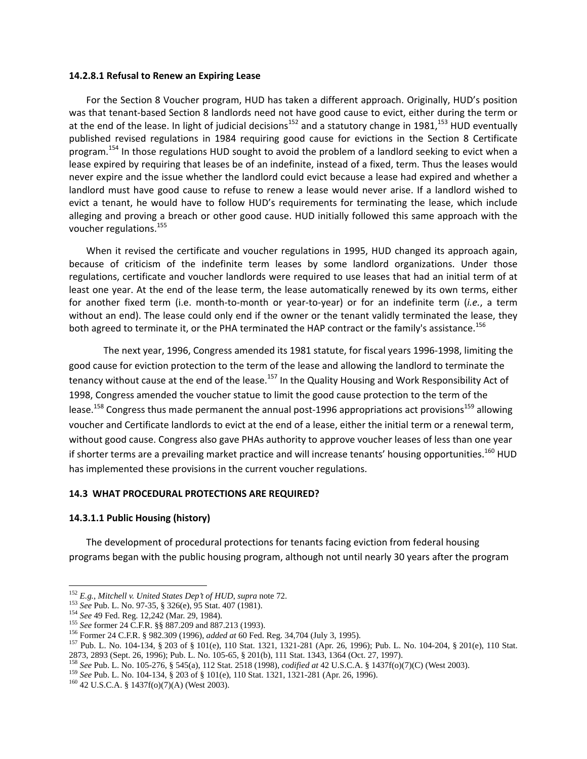#### 14.2.8.1 Refusal to Renew an Expiring Lease

For the Section 8 Voucher program, HUD has taken a different approach. Originally, HUD's position was that tenant-based Section 8 landlords need not have good cause to evict, either during the term or at the end of the lease. In light of judicial decisions[152] and a statutory change in 1981,[153] HUD eventually published revised regulations in 1984 requiring good cause for evictions in the Section 8 Certificate program.[154] In those regulations HUD sought to avoid the problem of a landlord seeking to evict when a lease expired by requiring that leases be of an indefinite, instead of a fixed, term. Thus the leases would never expire and the issue whether the landlord could evict because a lease had expired and whether a landlord must have good cause to refuse to renew a lease would never arise. If a landlord wished to evict a tenant, he would have to follow HUD's requirements for terminating the lease, which include alleging and proving a breach or other good cause. HUD initially followed this same approach with the voucher regulations.[155]

When it revised the certificate and voucher regulations in 1995, HUD changed its approach again, because of criticism of the indefinite term leases by some landlord organizations. Under those regulations, certificate and voucher landlords were required to use leases that had an initial term of at least one year. At the end of the lease term, the lease automatically renewed by its own terms, either for another fixed term (i.e. month-to-month or year-to-year) or for an indefinite term (*i.e.*, a term without an end). The lease could only end if the owner or the tenant validly terminated the lease, they both agreed to terminate it, or the PHA terminated the HAP contract or the family's assistance.[156]

The next year, 1996, Congress amended its 1981 statute, for fiscal years 1996-1998, limiting the good cause for eviction protection to the term of the lease and allowing the landlord to terminate the tenancy without cause at the end of the lease.[157] In the Quality Housing and Work Responsibility Act of 1998, Congress amended the voucher statue to limit the good cause protection to the term of the lease.[158] Congress thus made permanent the annual post-1996 appropriations act provisions[159] allowing voucher and Certificate landlords to evict at the end of a lease, either the initial term or a renewal term, without good cause. Congress also gave PHAs authority to approve voucher leases of less than one year if shorter terms are a prevailing market practice and will increase tenants' housing opportunities.[160] HUD has implemented these provisions in the current voucher regulations.

## 14.3 WHAT PROCEDURAL PROTECTIONS ARE REQUIRED?

#### 14.3.1.1 Public Housing (history)

The development of procedural protections for tenants facing eviction from federal housing programs began with the public housing program, although not until nearly 30 years after the program

---

[152] *E.g.*, *Mitchell v. United States Dep't of HUD*, *supra* note 72.

[153] *See* Pub. L. No. 97-35, § 326(e), 95 Stat. 407 (1981).

[154] *See* 49 Fed. Reg. 12,242 (Mar. 29, 1984).

[155] *See* former 24 C.F.R. §§ 887.209 and 887.213 (1993).

[156] Former 24 C.F.R. § 982.309 (1996), *added at* 60 Fed. Reg. 34,704 (July 3, 1995).

[157] Pub. L. No. 104-134, § 203 of § 101(e), 110 Stat. 1321, 1321-281 (Apr. 26, 1996); Pub. L. No. 104-204, § 201(e), 110 Stat. 2873, 2893 (Sept. 26, 1996); Pub. L. No. 105-65, § 201(b), 111 Stat. 1343, 1364 (Oct. 27, 1997).

[158] *See* Pub. L. No. 105-276, § 545(a), 112 Stat. 2518 (1998), *codified at* 42 U.S.C.A. § 1437f(o)(7)(C) (West 2003).

[159] *See* Pub. L. No. 104-134, § 203 of § 101(e), 110 Stat. 1321, 1321-281 (Apr. 26, 1996).

[160] 42 U.S.C.A. § 1437f(o)(7)(A) (West 2003).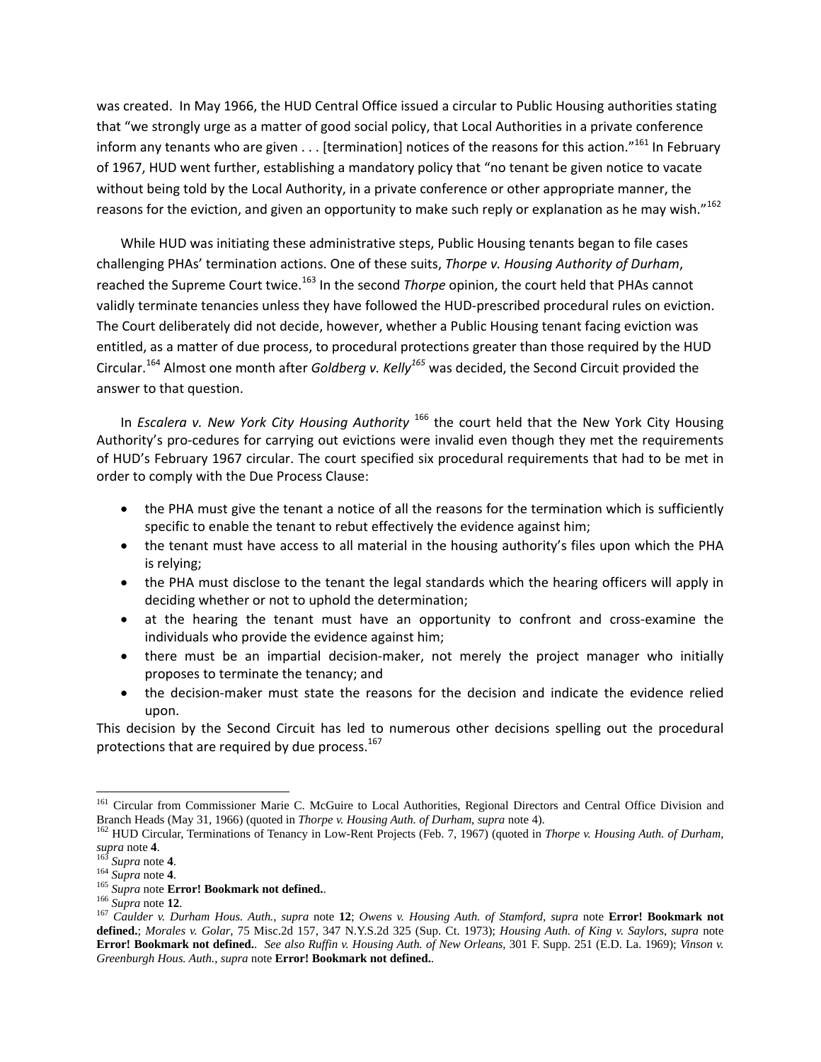was created. In May 1966, the HUD Central Office issued a circular to Public Housing authorities stating that "we strongly urge as a matter of good social policy, that Local Authorities in a private conference inform any tenants who are given . . . [termination] notices of the reasons for this action."[161] In February of 1967, HUD went further, establishing a mandatory policy that "no tenant be given notice to vacate without being told by the Local Authority, in a private conference or other appropriate manner, the reasons for the eviction, and given an opportunity to make such reply or explanation as he may wish."[162]

While HUD was initiating these administrative steps, Public Housing tenants began to file cases challenging PHAs' termination actions. One of these suits, *Thorpe v. Housing Authority of Durham*, reached the Supreme Court twice.[163] In the second *Thorpe* opinion, the court held that PHAs cannot validly terminate tenancies unless they have followed the HUD-prescribed procedural rules on eviction. The Court deliberately did not decide, however, whether a Public Housing tenant facing eviction was entitled, as a matter of due process, to procedural protections greater than those required by the HUD Circular.[164] Almost one month after *Goldberg v. Kelly*[165] was decided, the Second Circuit provided the answer to that question.

In *Escalera v. New York City Housing Authority* [166] the court held that the New York City Housing Authority's pro-cedures for carrying out evictions were invalid even though they met the requirements of HUD's February 1967 circular. The court specified six procedural requirements that had to be met in order to comply with the Due Process Clause:

- the PHA must give the tenant a notice of all the reasons for the termination which is sufficiently specific to enable the tenant to rebut effectively the evidence against him;
- the tenant must have access to all material in the housing authority's files upon which the PHA is relying;
- the PHA must disclose to the tenant the legal standards which the hearing officers will apply in deciding whether or not to uphold the determination;
- at the hearing the tenant must have an opportunity to confront and cross-examine the individuals who provide the evidence against him;
- there must be an impartial decision-maker, not merely the project manager who initially proposes to terminate the tenancy; and
- the decision-maker must state the reasons for the decision and indicate the evidence relied upon.

This decision by the Second Circuit has led to numerous other decisions spelling out the procedural protections that are required by due process.[167]

---

[161] Circular from Commissioner Marie C. McGuire to Local Authorities, Regional Directors and Central Office Division and Branch Heads (May 31, 1966) (quoted in *Thorpe v. Housing Auth. of Durham*, *supra* note 4).

[162] HUD Circular, Terminations of Tenancy in Low-Rent Projects (Feb. 7, 1967) (quoted in *Thorpe v. Housing Auth. of Durham*, *supra* note **4**.

[163] *Supra* note **4**.

[164] *Supra* note **4**.

[165] *Supra* note **Error! Bookmark not defined.**.

[166] *Supra* note **12**.

[167] *Caulder v. Durham Hous. Auth.*, *supra* note **12**; *Owens v. Housing Auth. of Stamford*, *supra* note **Error! Bookmark not defined.**; *Morales v. Golar*, 75 Misc.2d 157, 347 N.Y.S.2d 325 (Sup. Ct. 1973); *Housing Auth. of King v. Saylors*, *supra* note **Error! Bookmark not defined.**. *See also Ruffin v. Housing Auth. of New Orleans*, 301 F. Supp. 251 (E.D. La. 1969); *Vinson v. Greenburgh Hous. Auth.*, *supra* note **Error! Bookmark not defined.**.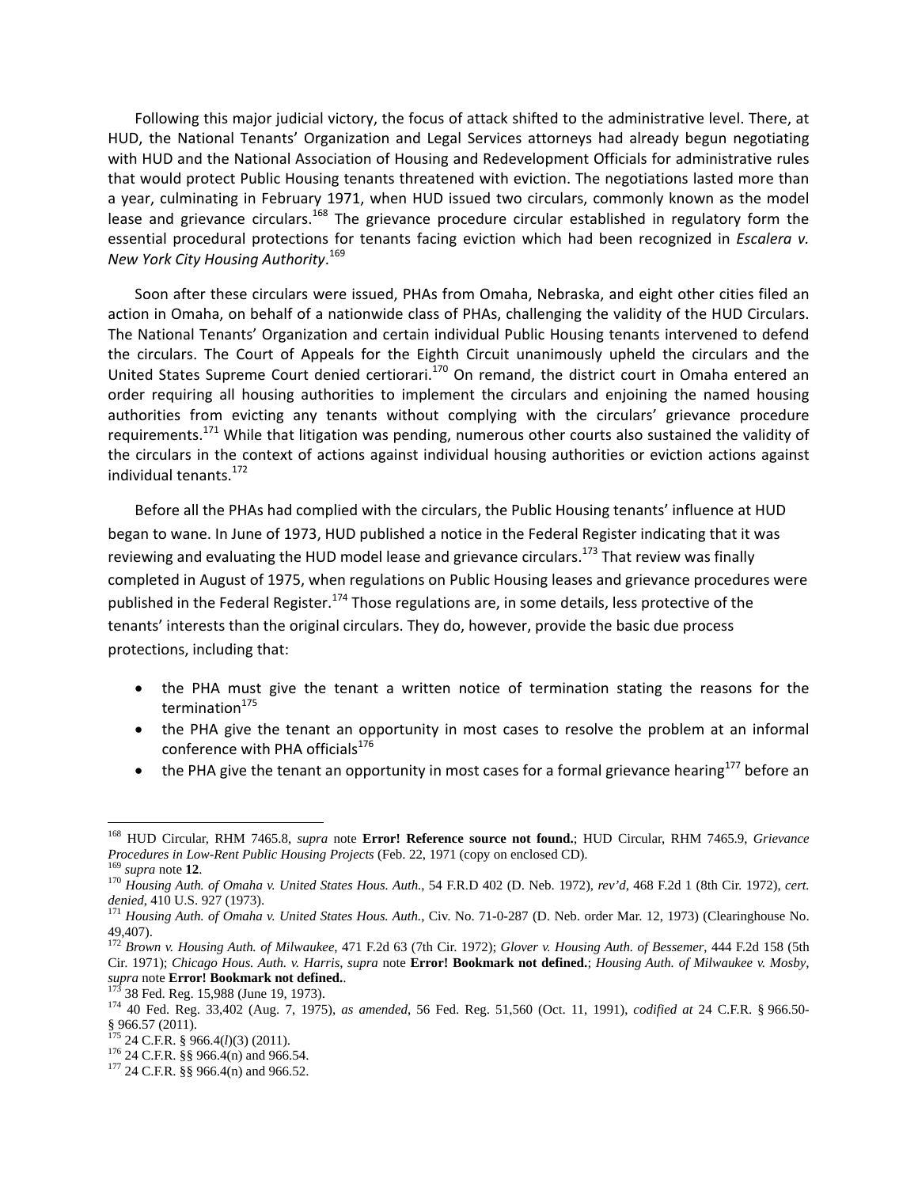Following this major judicial victory, the focus of attack shifted to the administrative level. There, at HUD, the National Tenants' Organization and Legal Services attorneys had already begun negotiating with HUD and the National Association of Housing and Redevelopment Officials for administrative rules that would protect Public Housing tenants threatened with eviction. The negotiations lasted more than a year, culminating in February 1971, when HUD issued two circulars, commonly known as the model lease and grievance circulars.[168] The grievance procedure circular established in regulatory form the essential procedural protections for tenants facing eviction which had been recognized in *Escalera v. New York City Housing Authority*.[169]

Soon after these circulars were issued, PHAs from Omaha, Nebraska, and eight other cities filed an action in Omaha, on behalf of a nationwide class of PHAs, challenging the validity of the HUD Circulars. The National Tenants' Organization and certain individual Public Housing tenants intervened to defend the circulars. The Court of Appeals for the Eighth Circuit unanimously upheld the circulars and the United States Supreme Court denied certiorari.[170] On remand, the district court in Omaha entered an order requiring all housing authorities to implement the circulars and enjoining the named housing authorities from evicting any tenants without complying with the circulars' grievance procedure requirements.[171] While that litigation was pending, numerous other courts also sustained the validity of the circulars in the context of actions against individual housing authorities or eviction actions against individual tenants.[172]

Before all the PHAs had complied with the circulars, the Public Housing tenants' influence at HUD began to wane. In June of 1973, HUD published a notice in the Federal Register indicating that it was reviewing and evaluating the HUD model lease and grievance circulars.[173] That review was finally completed in August of 1975, when regulations on Public Housing leases and grievance procedures were published in the Federal Register.[174] Those regulations are, in some details, less protective of the tenants' interests than the original circulars. They do, however, provide the basic due process protections, including that:

- the PHA must give the tenant a written notice of termination stating the reasons for the termination[175]
- the PHA give the tenant an opportunity in most cases to resolve the problem at an informal conference with PHA officials[176]
- the PHA give the tenant an opportunity in most cases for a formal grievance hearing[177] before an

---

[168] HUD Circular, RHM 7465.8, *supra* note **Error! Reference source not found.**; HUD Circular, RHM 7465.9, *Grievance Procedures in Low-Rent Public Housing Projects* (Feb. 22, 1971 (copy on enclosed CD).

[169] *supra* note **12**.

[170] *Housing Auth. of Omaha v. United States Hous. Auth.*, 54 F.R.D 402 (D. Neb. 1972), *rev'd*, 468 F.2d 1 (8th Cir. 1972), *cert. denied*, 410 U.S. 927 (1973).

[171] *Housing Auth. of Omaha v. United States Hous. Auth.*, Civ. No. 71-0-287 (D. Neb. order Mar. 12, 1973) (Clearinghouse No. 49,407).

[172] *Brown v. Housing Auth. of Milwaukee*, 471 F.2d 63 (7th Cir. 1972); *Glover v. Housing Auth. of Bessemer*, 444 F.2d 158 (5th Cir. 1971); *Chicago Hous. Auth. v. Harris*, *supra* note **Error! Bookmark not defined.**; *Housing Auth. of Milwaukee v. Mosby*, *supra* note **Error! Bookmark not defined.**.

[173] 38 Fed. Reg. 15,988 (June 19, 1973).

[174] 40 Fed. Reg. 33,402 (Aug. 7, 1975), *as amended*, 56 Fed. Reg. 51,560 (Oct. 11, 1991), *codified at* 24 C.F.R. § 966.50- § 966.57 (2011).

[175] 24 C.F.R. § 966.4(*l*)(3) (2011).

[176] 24 C.F.R. §§ 966.4(n) and 966.54.

[177] 24 C.F.R. §§ 966.4(n) and 966.52.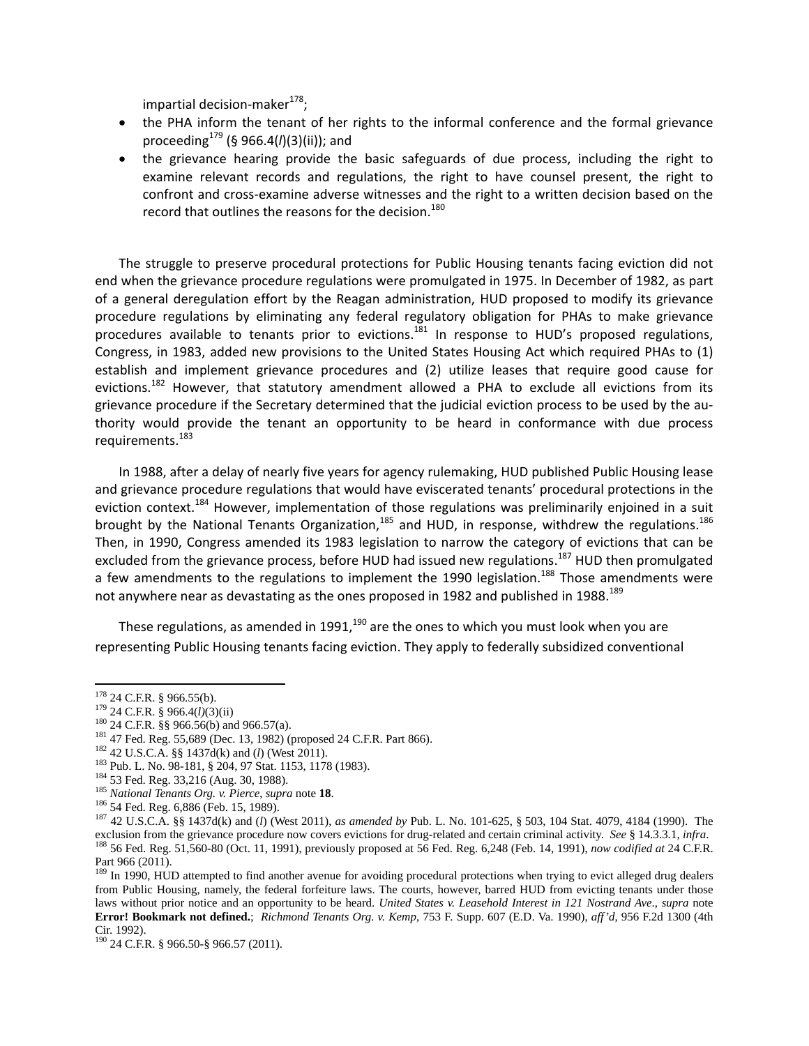impartial decision-maker[178];

- the PHA inform the tenant of her rights to the informal conference and the formal grievance proceeding[179] (§ 966.4(*l*)(3)(ii)); and
- the grievance hearing provide the basic safeguards of due process, including the right to examine relevant records and regulations, the right to have counsel present, the right to confront and cross-examine adverse witnesses and the right to a written decision based on the record that outlines the reasons for the decision.[180]

The struggle to preserve procedural protections for Public Housing tenants facing eviction did not end when the grievance procedure regulations were promulgated in 1975. In December of 1982, as part of a general deregulation effort by the Reagan administration, HUD proposed to modify its grievance procedure regulations by eliminating any federal regulatory obligation for PHAs to make grievance procedures available to tenants prior to evictions.[181] In response to HUD's proposed regulations, Congress, in 1983, added new provisions to the United States Housing Act which required PHAs to (1) establish and implement grievance procedures and (2) utilize leases that require good cause for evictions.[182] However, that statutory amendment allowed a PHA to exclude all evictions from its grievance procedure if the Secretary determined that the judicial eviction process to be used by the authority would provide the tenant an opportunity to be heard in conformance with due process requirements.[183]

In 1988, after a delay of nearly five years for agency rulemaking, HUD published Public Housing lease and grievance procedure regulations that would have eviscerated tenants' procedural protections in the eviction context.[184] However, implementation of those regulations was preliminarily enjoined in a suit brought by the National Tenants Organization,[185] and HUD, in response, withdrew the regulations.[186] Then, in 1990, Congress amended its 1983 legislation to narrow the category of evictions that can be excluded from the grievance process, before HUD had issued new regulations.[187] HUD then promulgated a few amendments to the regulations to implement the 1990 legislation.[188] Those amendments were not anywhere near as devastating as the ones proposed in 1982 and published in 1988.[189]

These regulations, as amended in 1991,[190] are the ones to which you must look when you are representing Public Housing tenants facing eviction. They apply to federally subsidized conventional

---

[178] 24 C.F.R. § 966.55(b).

[179] 24 C.F.R. § 966.4(*l*)(3)(ii)

[180] 24 C.F.R. §§ 966.56(b) and 966.57(a).

[181] 47 Fed. Reg. 55,689 (Dec. 13, 1982) (proposed 24 C.F.R. Part 866).

[182] 42 U.S.C.A. §§ 1437d(k) and (*l*) (West 2011).

[183] Pub. L. No. 98-181, § 204, 97 Stat. 1153, 1178 (1983).

[184] 53 Fed. Reg. 33,216 (Aug. 30, 1988).

[185] *National Tenants Org. v. Pierce*, *supra* note **18**.

[186] 54 Fed. Reg. 6,886 (Feb. 15, 1989).

[187] 42 U.S.C.A. §§ 1437d(k) and (*l*) (West 2011), *as amended by* Pub. L. No. 101-625, § 503, 104 Stat. 4079, 4184 (1990). The exclusion from the grievance procedure now covers evictions for drug-related and certain criminal activity. *See* § 14.3.3.1, *infra*.

[188] 56 Fed. Reg. 51,560-80 (Oct. 11, 1991), previously proposed at 56 Fed. Reg. 6,248 (Feb. 14, 1991), *now codified at* 24 C.F.R. Part 966 (2011).

[189] In 1990, HUD attempted to find another avenue for avoiding procedural protections when trying to evict alleged drug dealers from Public Housing, namely, the federal forfeiture laws. The courts, however, barred HUD from evicting tenants under those laws without prior notice and an opportunity to be heard. *United States v. Leasehold Interest in 121 Nostrand Ave*., *supra* note **Error! Bookmark not defined.**; *Richmond Tenants Org. v. Kemp*, 753 F. Supp. 607 (E.D. Va. 1990), *aff'd*, 956 F.2d 1300 (4th Cir. 1992).

[190] 24 C.F.R. § 966.50-§ 966.57 (2011).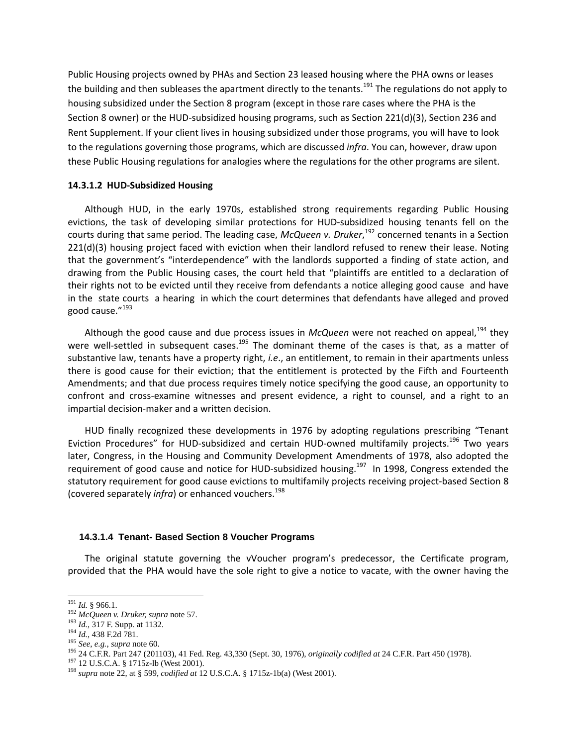Public Housing projects owned by PHAs and Section 23 leased housing where the PHA owns or leases the building and then subleases the apartment directly to the tenants.[191] The regulations do not apply to housing subsidized under the Section 8 program (except in those rare cases where the PHA is the Section 8 owner) or the HUD-subsidized housing programs, such as Section 221(d)(3), Section 236 and Rent Supplement. If your client lives in housing subsidized under those programs, you will have to look to the regulations governing those programs, which are discussed *infra*. You can, however, draw upon these Public Housing regulations for analogies where the regulations for the other programs are silent.

#### 14.3.1.2 HUD-Subsidized Housing

Although HUD, in the early 1970s, established strong requirements regarding Public Housing evictions, the task of developing similar protections for HUD-subsidized housing tenants fell on the courts during that same period. The leading case, *McQueen v. Druker*,[192] concerned tenants in a Section 221(d)(3) housing project faced with eviction when their landlord refused to renew their lease. Noting that the government's "interdependence" with the landlords supported a finding of state action, and drawing from the Public Housing cases, the court held that "plaintiffs are entitled to a declaration of their rights not to be evicted until they receive from defendants a notice alleging good cause and have in the state courts a hearing in which the court determines that defendants have alleged and proved good cause."[193]

Although the good cause and due process issues in *McQueen* were not reached on appeal,[194] they were well-settled in subsequent cases.[195] The dominant theme of the cases is that, as a matter of substantive law, tenants have a property right, *i.e*., an entitlement, to remain in their apartments unless there is good cause for their eviction; that the entitlement is protected by the Fifth and Fourteenth Amendments; and that due process requires timely notice specifying the good cause, an opportunity to confront and cross-examine witnesses and present evidence, a right to counsel, and a right to an impartial decision-maker and a written decision.

HUD finally recognized these developments in 1976 by adopting regulations prescribing "Tenant Eviction Procedures" for HUD-subsidized and certain HUD-owned multifamily projects.[196] Two years later, Congress, in the Housing and Community Development Amendments of 1978, also adopted the requirement of good cause and notice for HUD-subsidized housing.[197] In 1998, Congress extended the statutory requirement for good cause evictions to multifamily projects receiving project-based Section 8 (covered separately *infra*) or enhanced vouchers.[198]

#### 14.3.1.4 Tenant- Based Section 8 Voucher Programs

The original statute governing the vVoucher program's predecessor, the Certificate program, provided that the PHA would have the sole right to give a notice to vacate, with the owner having the

---

[191] *Id.* § 966.1.
[192] *McQueen v. Druker, supra* note 57.
[193] *Id.*, 317 F. Supp. at 1132.
[194] *Id.*, 438 F.2d 781.
[195] *See, e.g.*, *supra* note 60.
[196] 24 C.F.R. Part 247 (201103), 41 Fed. Reg. 43,330 (Sept. 30, 1976), *originally codified at* 24 C.F.R. Part 450 (1978).
[197] 12 U.S.C.A. § 1715z-lb (West 2001).
[198] *supra* note 22, at § 599, *codified at* 12 U.S.C.A. § 1715z-1b(a) (West 2001).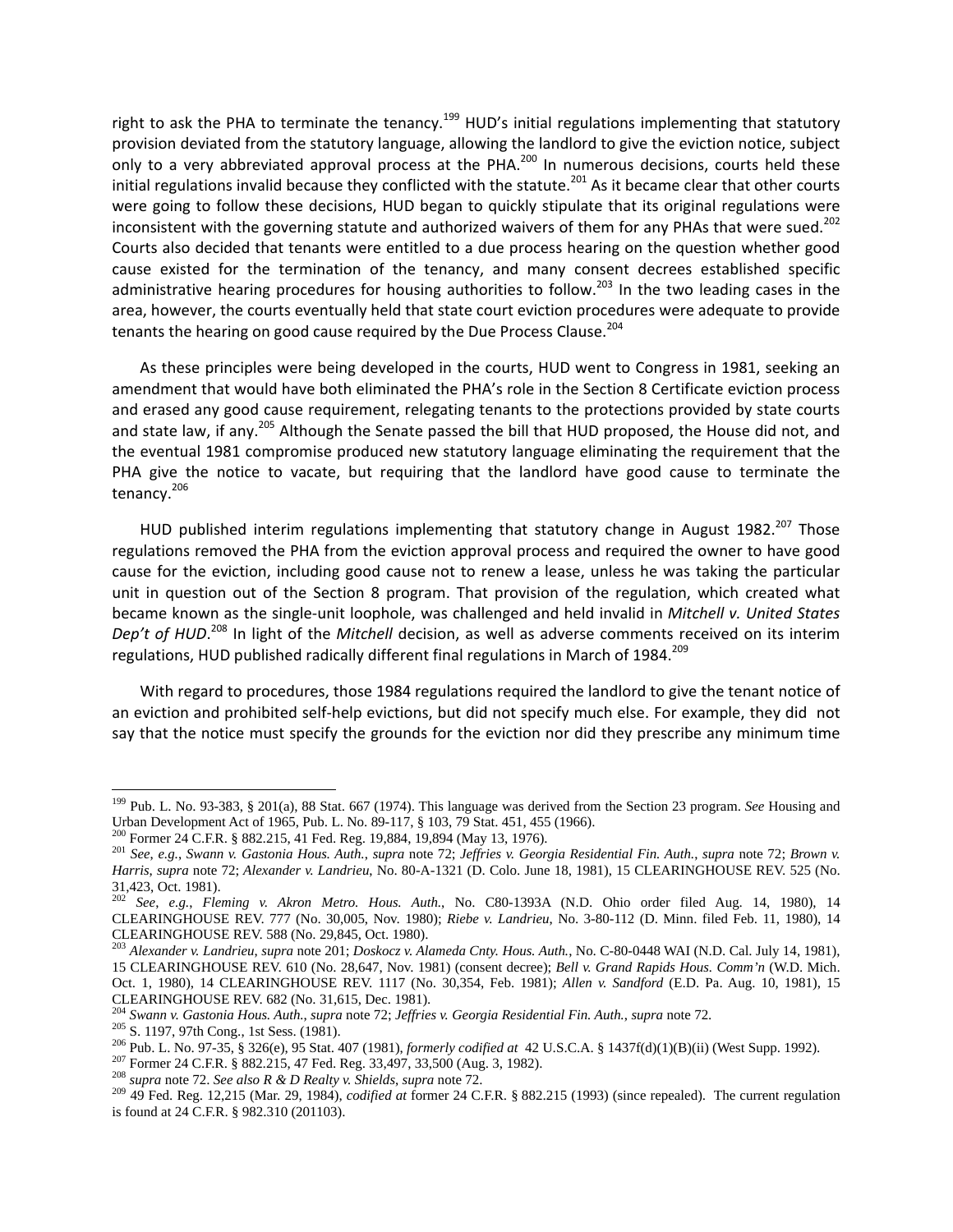right to ask the PHA to terminate the tenancy.[199] HUD's initial regulations implementing that statutory provision deviated from the statutory language, allowing the landlord to give the eviction notice, subject only to a very abbreviated approval process at the PHA.[200] In numerous decisions, courts held these initial regulations invalid because they conflicted with the statute.[201] As it became clear that other courts were going to follow these decisions, HUD began to quickly stipulate that its original regulations were inconsistent with the governing statute and authorized waivers of them for any PHAs that were sued.[202] Courts also decided that tenants were entitled to a due process hearing on the question whether good cause existed for the termination of the tenancy, and many consent decrees established specific administrative hearing procedures for housing authorities to follow.[203] In the two leading cases in the area, however, the courts eventually held that state court eviction procedures were adequate to provide tenants the hearing on good cause required by the Due Process Clause.[204]

As these principles were being developed in the courts, HUD went to Congress in 1981, seeking an amendment that would have both eliminated the PHA's role in the Section 8 Certificate eviction process and erased any good cause requirement, relegating tenants to the protections provided by state courts and state law, if any.[205] Although the Senate passed the bill that HUD proposed, the House did not, and the eventual 1981 compromise produced new statutory language eliminating the requirement that the PHA give the notice to vacate, but requiring that the landlord have good cause to terminate the tenancy.[206]

HUD published interim regulations implementing that statutory change in August 1982.[207] Those regulations removed the PHA from the eviction approval process and required the owner to have good cause for the eviction, including good cause not to renew a lease, unless he was taking the particular unit in question out of the Section 8 program. That provision of the regulation, which created what became known as the single-unit loophole, was challenged and held invalid in *Mitchell v. United States Dep't of HUD*.[208] In light of the *Mitchell* decision, as well as adverse comments received on its interim regulations, HUD published radically different final regulations in March of 1984.[209]

With regard to procedures, those 1984 regulations required the landlord to give the tenant notice of an eviction and prohibited self-help evictions, but did not specify much else. For example, they did not say that the notice must specify the grounds for the eviction nor did they prescribe any minimum time

---

[199] Pub. L. No. 93-383, § 201(a), 88 Stat. 667 (1974). This language was derived from the Section 23 program. *See* Housing and Urban Development Act of 1965, Pub. L. No. 89-117, § 103, 79 Stat. 451, 455 (1966).

[200] Former 24 C.F.R. § 882.215, 41 Fed. Reg. 19,884, 19,894 (May 13, 1976).

[201] *See, e.g.*, *Swann v. Gastonia Hous. Auth.*, *supra* note 72; *Jeffries v. Georgia Residential Fin. Auth.*, *supra* note 72; *Brown v. Harris*, *supra* note 72; *Alexander v. Landrieu*, No. 80-A-1321 (D. Colo. June 18, 1981), 15 CLEARINGHOUSE REV. 525 (No. 31,423, Oct. 1981).

[202] *See, e.g.*, *Fleming v. Akron Metro. Hous. Auth.*, No. C80-1393A (N.D. Ohio order filed Aug. 14, 1980), 14 CLEARINGHOUSE REV. 777 (No. 30,005, Nov. 1980); *Riebe v. Landrieu*, No. 3-80-112 (D. Minn. filed Feb. 11, 1980), 14 CLEARINGHOUSE REV. 588 (No. 29,845, Oct. 1980).

[203] *Alexander v. Landrieu*, *supra* note 201; *Doskocz v. Alameda Cnty. Hous. Auth.*, No. C-80-0448 WAI (N.D. Cal. July 14, 1981), 15 CLEARINGHOUSE REV. 610 (No. 28,647, Nov. 1981) (consent decree); *Bell v. Grand Rapids Hous. Comm'n* (W.D. Mich. Oct. 1, 1980), 14 CLEARINGHOUSE REV. 1117 (No. 30,354, Feb. 1981); *Allen v. Sandford* (E.D. Pa. Aug. 10, 1981), 15 CLEARINGHOUSE REV. 682 (No. 31,615, Dec. 1981).

[204] *Swann v. Gastonia Hous. Auth.*, *supra* note 72; *Jeffries v. Georgia Residential Fin. Auth.*, *supra* note 72.

[205] S. 1197, 97th Cong., 1st Sess. (1981).

[206] Pub. L. No. 97-35, § 326(e), 95 Stat. 407 (1981), *formerly codified at* 42 U.S.C.A. § 1437f(d)(1)(B)(ii) (West Supp. 1992).

[207] Former 24 C.F.R. § 882.215, 47 Fed. Reg. 33,497, 33,500 (Aug. 3, 1982).

[208] *supra* note 72. *See also R & D Realty v. Shields*, *supra* note 72.

[209] 49 Fed. Reg. 12,215 (Mar. 29, 1984), *codified at* former 24 C.F.R. § 882.215 (1993) (since repealed). The current regulation is found at 24 C.F.R. § 982.310 (201103).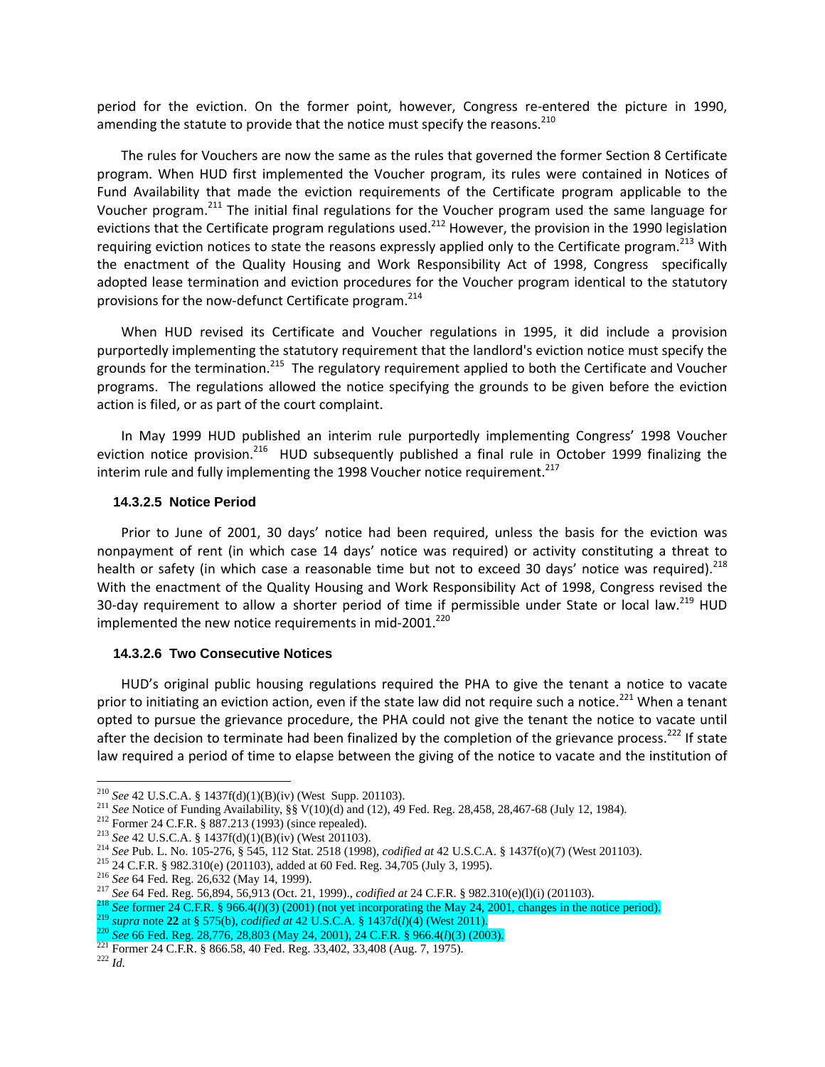period for the eviction. On the former point, however, Congress re-entered the picture in 1990, amending the statute to provide that the notice must specify the reasons.[210]

The rules for Vouchers are now the same as the rules that governed the former Section 8 Certificate program. When HUD first implemented the Voucher program, its rules were contained in Notices of Fund Availability that made the eviction requirements of the Certificate program applicable to the Voucher program.[211] The initial final regulations for the Voucher program used the same language for evictions that the Certificate program regulations used.[212] However, the provision in the 1990 legislation requiring eviction notices to state the reasons expressly applied only to the Certificate program.[213] With the enactment of the Quality Housing and Work Responsibility Act of 1998, Congress specifically adopted lease termination and eviction procedures for the Voucher program identical to the statutory provisions for the now-defunct Certificate program.[214]

When HUD revised its Certificate and Voucher regulations in 1995, it did include a provision purportedly implementing the statutory requirement that the landlord's eviction notice must specify the grounds for the termination.[215] The regulatory requirement applied to both the Certificate and Voucher programs. The regulations allowed the notice specifying the grounds to be given before the eviction action is filed, or as part of the court complaint.

In May 1999 HUD published an interim rule purportedly implementing Congress' 1998 Voucher eviction notice provision.[216] HUD subsequently published a final rule in October 1999 finalizing the interim rule and fully implementing the 1998 Voucher notice requirement.[217]

#### 14.3.2.5 Notice Period

Prior to June of 2001, 30 days' notice had been required, unless the basis for the eviction was nonpayment of rent (in which case 14 days' notice was required) or activity constituting a threat to health or safety (in which case a reasonable time but not to exceed 30 days' notice was required).[218] With the enactment of the Quality Housing and Work Responsibility Act of 1998, Congress revised the 30-day requirement to allow a shorter period of time if permissible under State or local law.[219] HUD implemented the new notice requirements in mid-2001.[220]

#### 14.3.2.6 Two Consecutive Notices

HUD's original public housing regulations required the PHA to give the tenant a notice to vacate prior to initiating an eviction action, even if the state law did not require such a notice.[221] When a tenant opted to pursue the grievance procedure, the PHA could not give the tenant the notice to vacate until after the decision to terminate had been finalized by the completion of the grievance process.[222] If state law required a period of time to elapse between the giving of the notice to vacate and the institution of

---

[210] *See* 42 U.S.C.A. § 1437f(d)(1)(B)(iv) (West Supp. 201103).
[211] *See* Notice of Funding Availability, §§ V(10)(d) and (12), 49 Fed. Reg. 28,458, 28,467-68 (July 12, 1984).
[212] Former 24 C.F.R. § 887.213 (1993) (since repealed).
[213] *See* 42 U.S.C.A. § 1437f(d)(1)(B)(iv) (West 201103).
[214] *See* Pub. L. No. 105-276, § 545, 112 Stat. 2518 (1998), *codified at* 42 U.S.C.A. § 1437f(o)(7) (West 201103).
[215] 24 C.F.R. § 982.310(e) (201103), added at 60 Fed. Reg. 34,705 (July 3, 1995).
[216] *See* 64 Fed. Reg. 26,632 (May 14, 1999).
[217] *See* 64 Fed. Reg. 56,894, 56,913 (Oct. 21, 1999)., *codified at* 24 C.F.R. § 982.310(e)(l)(i) (201103).
[218] *See* former 24 C.F.R. § 966.4(*l*)(3) (2001) (not yet incorporating the May 24, 2001, changes in the notice period).
[219] *supra* note **22** at § 575(b), *codified at* 42 U.S.C.A. § 1437d(*l*)(4) (West 2011).
[220] *See* 66 Fed. Reg. 28,776, 28,803 (May 24, 2001), 24 C.F.R. § 966.4(*l*)(3) (2003).
[221] Former 24 C.F.R. § 866.58, 40 Fed. Reg. 33,402, 33,408 (Aug. 7, 1975).
[222] *Id.*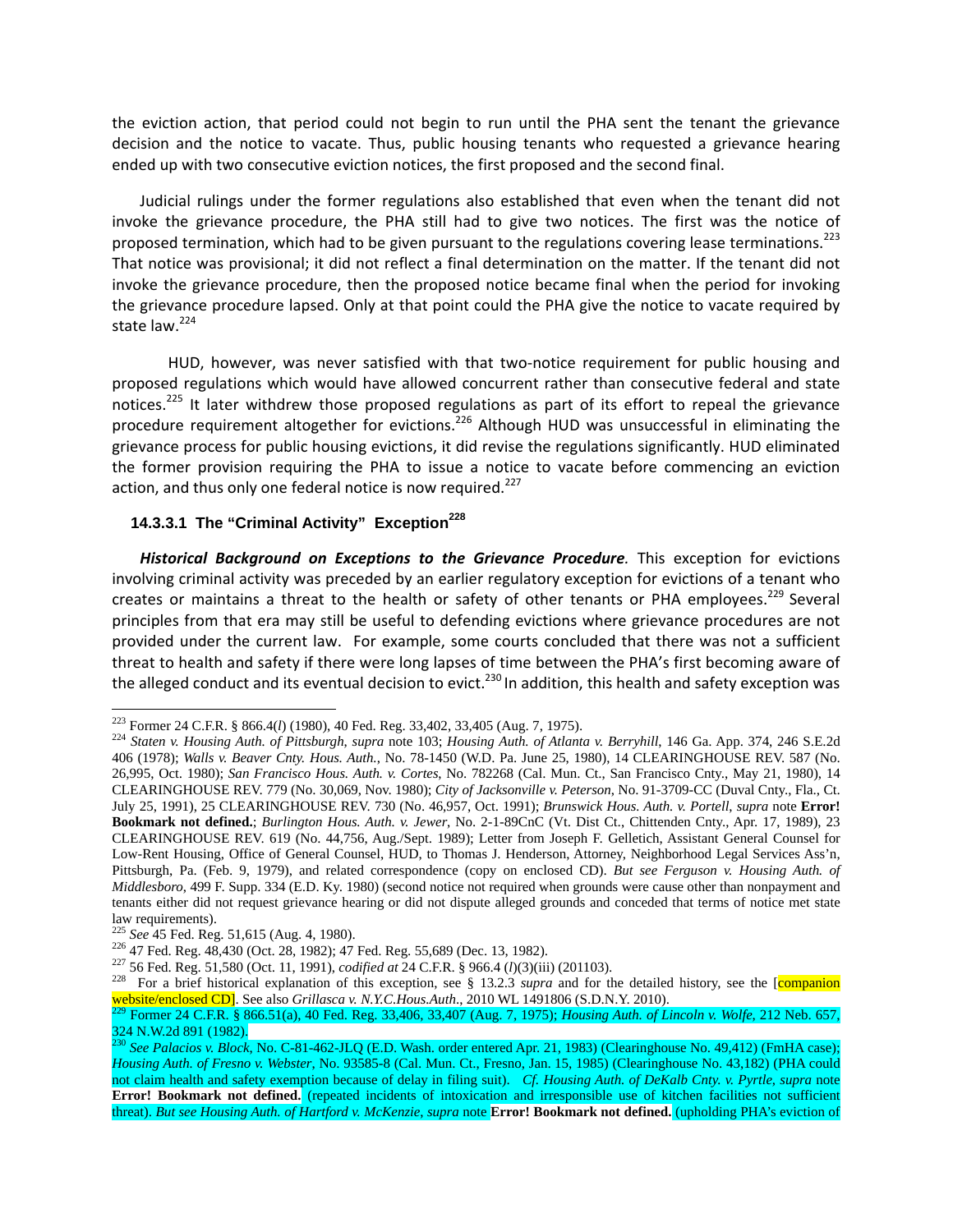the eviction action, that period could not begin to run until the PHA sent the tenant the grievance decision and the notice to vacate. Thus, public housing tenants who requested a grievance hearing ended up with two consecutive eviction notices, the first proposed and the second final.

Judicial rulings under the former regulations also established that even when the tenant did not invoke the grievance procedure, the PHA still had to give two notices. The first was the notice of proposed termination, which had to be given pursuant to the regulations covering lease terminations.[223] That notice was provisional; it did not reflect a final determination on the matter. If the tenant did not invoke the grievance procedure, then the proposed notice became final when the period for invoking the grievance procedure lapsed. Only at that point could the PHA give the notice to vacate required by state law.[224]

HUD, however, was never satisfied with that two-notice requirement for public housing and proposed regulations which would have allowed concurrent rather than consecutive federal and state notices.[225] It later withdrew those proposed regulations as part of its effort to repeal the grievance procedure requirement altogether for evictions.[226] Although HUD was unsuccessful in eliminating the grievance process for public housing evictions, it did revise the regulations significantly. HUD eliminated the former provision requiring the PHA to issue a notice to vacate before commencing an eviction action, and thus only one federal notice is now required.[227]

#### 14.3.3.1 The "Criminal Activity" Exception[228]

***Historical Background on Exceptions to the Grievance Procedure.*** This exception for evictions involving criminal activity was preceded by an earlier regulatory exception for evictions of a tenant who creates or maintains a threat to the health or safety of other tenants or PHA employees.[229] Several principles from that era may still be useful to defending evictions where grievance procedures are not provided under the current law. For example, some courts concluded that there was not a sufficient threat to health and safety if there were long lapses of time between the PHA's first becoming aware of the alleged conduct and its eventual decision to evict.[230] In addition, this health and safety exception was

---

[223] Former 24 C.F.R. § 866.4(*l*) (1980), 40 Fed. Reg. 33,402, 33,405 (Aug. 7, 1975).

[224] *Staten v. Housing Auth. of Pittsburgh*, *supra* note 103; *Housing Auth. of Atlanta v. Berryhill*, 146 Ga. App. 374, 246 S.E.2d 406 (1978); *Walls v. Beaver Cnty. Hous. Auth.*, No. 78-1450 (W.D. Pa. June 25, 1980), 14 CLEARINGHOUSE REV. 587 (No. 26,995, Oct. 1980); *San Francisco Hous. Auth. v. Cortes*, No. 782268 (Cal. Mun. Ct., San Francisco Cnty., May 21, 1980), 14 CLEARINGHOUSE REV. 779 (No. 30,069, Nov. 1980); *City of Jacksonville v. Peterson*, No. 91-3709-CC (Duval Cnty., Fla., Ct. July 25, 1991), 25 CLEARINGHOUSE REV. 730 (No. 46,957, Oct. 1991); *Brunswick Hous. Auth. v. Portell*, *supra* note **Error! Bookmark not defined.**; *Burlington Hous. Auth. v. Jewer*, No. 2-1-89CnC (Vt. Dist Ct., Chittenden Cnty., Apr. 17, 1989), 23 CLEARINGHOUSE REV. 619 (No. 44,756, Aug./Sept. 1989); Letter from Joseph F. Gelletich, Assistant General Counsel for Low-Rent Housing, Office of General Counsel, HUD, to Thomas J. Henderson, Attorney, Neighborhood Legal Services Ass'n, Pittsburgh, Pa. (Feb. 9, 1979), and related correspondence (copy on enclosed CD). *But see Ferguson v. Housing Auth. of Middlesboro*, 499 F. Supp. 334 (E.D. Ky. 1980) (second notice not required when grounds were cause other than nonpayment and tenants either did not request grievance hearing or did not dispute alleged grounds and conceded that terms of notice met state law requirements).

[225] *See* 45 Fed. Reg. 51,615 (Aug. 4, 1980).

[226] 47 Fed. Reg. 48,430 (Oct. 28, 1982); 47 Fed. Reg. 55,689 (Dec. 13, 1982).

[227] 56 Fed. Reg. 51,580 (Oct. 11, 1991), *codified at* 24 C.F.R. § 966.4 (*l*)(3)(iii) (201103).

[228] For a brief historical explanation of this exception, see § 13.2.3 *supra* and for the detailed history, see the [companion website/enclosed CD]. See also *Grillasca v. N.Y.C.Hous.Auth.*, 2010 WL 1491806 (S.D.N.Y. 2010).

[229] Former 24 C.F.R. § 866.51(a), 40 Fed. Reg. 33,406, 33,407 (Aug. 7, 1975); *Housing Auth. of Lincoln v. Wolfe*, 212 Neb. 657, 324 N.W.2d 891 (1982).

[230] *See Palacios v. Block*, No. C-81-462-JLQ (E.D. Wash. order entered Apr. 21, 1983) (Clearinghouse No. 49,412) (FmHA case); *Housing Auth. of Fresno v. Webster*, No. 93585-8 (Cal. Mun. Ct., Fresno, Jan. 15, 1985) (Clearinghouse No. 43,182) (PHA could not claim health and safety exemption because of delay in filing suit). *Cf. Housing Auth. of DeKalb Cnty. v. Pyrtle*, *supra* note **Error! Bookmark not defined.** (repeated incidents of intoxication and irresponsible use of kitchen facilities not sufficient threat). *But see Housing Auth. of Hartford v. McKenzie*, *supra* note **Error! Bookmark not defined.** (upholding PHA's eviction of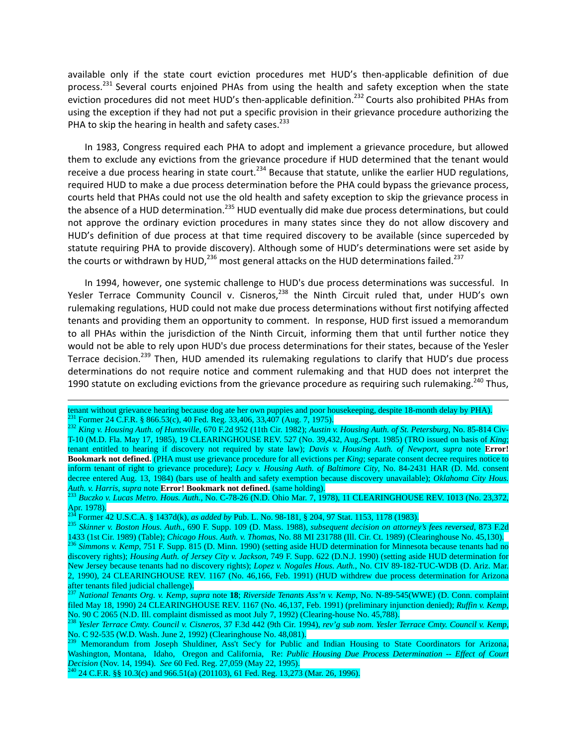available only if the state court eviction procedures met HUD's then-applicable definition of due process.[231] Several courts enjoined PHAs from using the health and safety exception when the state eviction procedures did not meet HUD's then-applicable definition.[232] Courts also prohibited PHAs from using the exception if they had not put a specific provision in their grievance procedure authorizing the PHA to skip the hearing in health and safety cases.[233]

In 1983, Congress required each PHA to adopt and implement a grievance procedure, but allowed them to exclude any evictions from the grievance procedure if HUD determined that the tenant would receive a due process hearing in state court.[234] Because that statute, unlike the earlier HUD regulations, required HUD to make a due process determination before the PHA could bypass the grievance process, courts held that PHAs could not use the old health and safety exception to skip the grievance process in the absence of a HUD determination.[235] HUD eventually did make due process determinations, but could not approve the ordinary eviction procedures in many states since they do not allow discovery and HUD's definition of due process at that time required discovery to be available (since superceded by statute requiring PHA to provide discovery). Although some of HUD's determinations were set aside by the courts or withdrawn by HUD,[236] most general attacks on the HUD determinations failed.[237]

In 1994, however, one systemic challenge to HUD's due process determinations was successful. In Yesler Terrace Community Council v. Cisneros,[238] the Ninth Circuit ruled that, under HUD's own rulemaking regulations, HUD could not make due process determinations without first notifying affected tenants and providing them an opportunity to comment. In response, HUD first issued a memorandum to all PHAs within the jurisdiction of the Ninth Circuit, informing them that until further notice they would not be able to rely upon HUD's due process determinations for their states, because of the Yesler Terrace decision.[239] Then, HUD amended its rulemaking regulations to clarify that HUD's due process determinations do not require notice and comment rulemaking and that HUD does not interpret the 1990 statute on excluding evictions from the grievance procedure as requiring such rulemaking.[240] Thus,

---

tenant without grievance hearing because dog ate her own puppies and poor housekeeping, despite 18-month delay by PHA).

[231] Former 24 C.F.R. § 866.53(c), 40 Fed. Reg. 33,406, 33,407 (Aug. 7, 1975).

[232] *King v. Housing Auth. of Huntsville*, 670 F.2d 952 (11th Cir. 1982); *Austin v. Housing Auth. of St. Petersburg*, No. 85-814 Civ-T-10 (M.D. Fla. May 17, 1985), 19 CLEARINGHOUSE REV. 527 (No. 39,432, Aug./Sept. 1985) (TRO issued on basis of *King*; tenant entitled to hearing if discovery not required by state law); *Davis v. Housing Auth. of Newport*, *supra* note **Error! Bookmark not defined.** (PHA must use grievance procedure for all evictions per *King*; separate consent decree requires notice to inform tenant of right to grievance procedure); *Lacy v. Housing Auth. of Baltimore City*, No. 84-2431 HAR (D. Md. consent decree entered Aug. 13, 1984) (bars use of health and safety exemption because discovery unavailable); *Oklahoma City Hous. Auth. v. Harris*, *supra* note **Error! Bookmark not defined.** (same holding).

[233] *Buczko v. Lucas Metro. Hous. Auth.*, No. C-78-26 (N.D. Ohio Mar. 7, 1978), 11 CLEARINGHOUSE REV. 1013 (No. 23,372, Apr. 1978).

[234] Former 42 U.S.C.A. § 1437d(k), *as added by* Pub. L. No. 98-181, § 204, 97 Stat. 1153, 1178 (1983).

[235] *Skinner v. Boston Hous. Auth.*, 690 F. Supp. 109 (D. Mass. 1988), *subsequent decision on attorney's fees reversed*, 873 F.2d 1433 (1st Cir. 1989) (Table); *Chicago Hous. Auth. v. Thomas*, No. 88 MI 231788 (Ill. Cir. Ct. 1989) (Clearinghouse No. 45,130).

[236] *Simmons v. Kemp*, 751 F. Supp. 815 (D. Minn. 1990) (setting aside HUD determination for Minnesota because tenants had no discovery rights); *Housing Auth. of Jersey City v. Jackson*, 749 F. Supp. 622 (D.N.J. 1990) (setting aside HUD determination for New Jersey because tenants had no discovery rights); *Lopez v. Nogales Hous. Auth.*, No. CIV 89-182-TUC-WDB (D. Ariz. Mar. 2, 1990), 24 CLEARINGHOUSE REV. 1167 (No. 46,166, Feb. 1991) (HUD withdrew due process determination for Arizona after tenants filed judicial challenge).

[237] *National Tenants Org. v. Kemp*, *supra* note **18**; *Riverside Tenants Ass'n v. Kemp*, No. N-89-545(WWE) (D. Conn. complaint filed May 18, 1990) 24 CLEARINGHOUSE REV. 1167 (No. 46,137, Feb. 1991) (preliminary injunction denied); *Ruffin v. Kemp*, No. 90 C 2065 (N.D. Ill. complaint dismissed as moot July 7, 1992) (Clearing-house No. 45,788).

[238] *Yesler Terrace Cmty. Council v. Cisneros*, 37 F.3d 442 (9th Cir. 1994), *rev'g sub nom. Yesler Terrace Cmty. Council v. Kemp*, No. C 92-535 (W.D. Wash. June 2, 1992) (Clearinghouse No. 48,081).

[239] Memorandum from Joseph Shuldiner, Ass't Sec'y for Public and Indian Housing to State Coordinators for Arizona, Washington, Montana, Idaho, Oregon and California, Re: *Public Housing Due Process Determination -- Effect of Court Decision* (Nov. 14, 1994). *See* 60 Fed. Reg. 27,059 (May 22, 1995).

[240] 24 C.F.R. §§ 10.3(c) and 966.51(a) (201103), 61 Fed. Reg. 13,273 (Mar. 26, 1996).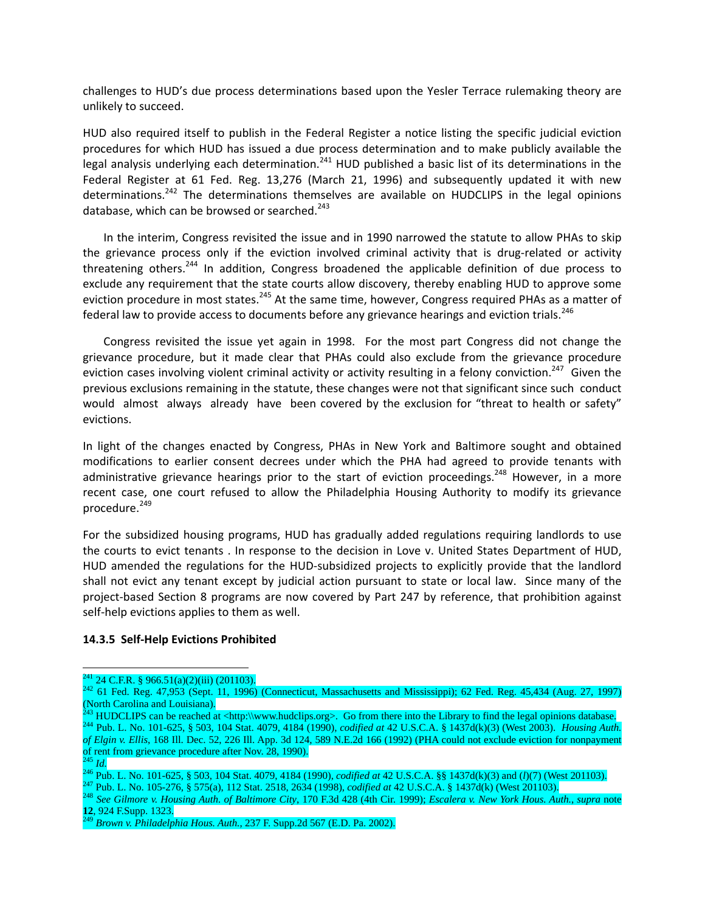challenges to HUD's due process determinations based upon the Yesler Terrace rulemaking theory are unlikely to succeed.

HUD also required itself to publish in the Federal Register a notice listing the specific judicial eviction procedures for which HUD has issued a due process determination and to make publicly available the legal analysis underlying each determination.[241] HUD published a basic list of its determinations in the Federal Register at 61 Fed. Reg. 13,276 (March 21, 1996) and subsequently updated it with new determinations.[242] The determinations themselves are available on HUDCLIPS in the legal opinions database, which can be browsed or searched.[243]

In the interim, Congress revisited the issue and in 1990 narrowed the statute to allow PHAs to skip the grievance process only if the eviction involved criminal activity that is drug-related or activity threatening others.[244] In addition, Congress broadened the applicable definition of due process to exclude any requirement that the state courts allow discovery, thereby enabling HUD to approve some eviction procedure in most states.[245] At the same time, however, Congress required PHAs as a matter of federal law to provide access to documents before any grievance hearings and eviction trials.[246]

Congress revisited the issue yet again in 1998. For the most part Congress did not change the grievance procedure, but it made clear that PHAs could also exclude from the grievance procedure eviction cases involving violent criminal activity or activity resulting in a felony conviction.[247] Given the previous exclusions remaining in the statute, these changes were not that significant since such conduct would almost always already have been covered by the exclusion for "threat to health or safety" evictions.

In light of the changes enacted by Congress, PHAs in New York and Baltimore sought and obtained modifications to earlier consent decrees under which the PHA had agreed to provide tenants with administrative grievance hearings prior to the start of eviction proceedings.[248] However, in a more recent case, one court refused to allow the Philadelphia Housing Authority to modify its grievance procedure.[249]

For the subsidized housing programs, HUD has gradually added regulations requiring landlords to use the courts to evict tenants . In response to the decision in Love v. United States Department of HUD, HUD amended the regulations for the HUD-subsidized projects to explicitly provide that the landlord shall not evict any tenant except by judicial action pursuant to state or local law. Since many of the project-based Section 8 programs are now covered by Part 247 by reference, that prohibition against self-help evictions applies to them as well.

#### 14.3.5 Self-Help Evictions Prohibited

---

[241] 24 C.F.R. § 966.51(a)(2)(iii) (201103).

[242] 61 Fed. Reg. 47,953 (Sept. 11, 1996) (Connecticut, Massachusetts and Mississippi); 62 Fed. Reg. 45,434 (Aug. 27, 1997) (North Carolina and Louisiana).

[243] HUDCLIPS can be reached at <http:\\www.hudclips.org>. Go from there into the Library to find the legal opinions database.

[244] Pub. L. No. 101-625, § 503, 104 Stat. 4079, 4184 (1990), *codified at* 42 U.S.C.A. § 1437d(k)(3) (West 2003). *Housing Auth. of Elgin v. Ellis*, 168 Ill. Dec. 52, 226 Ill. App. 3d 124, 589 N.E.2d 166 (1992) (PHA could not exclude eviction for nonpayment of rent from grievance procedure after Nov. 28, 1990).

[245] *Id.*

[246] Pub. L. No. 101-625, § 503, 104 Stat. 4079, 4184 (1990), *codified at* 42 U.S.C.A. §§ 1437d(k)(3) and (*l*)(7) (West 201103).

[247] Pub. L. No. 105-276, § 575(a), 112 Stat. 2518, 2634 (1998), *codified at* 42 U.S.C.A. § 1437d(k) (West 201103).

[248] *See Gilmore v. Housing Auth. of Baltimore City*, 170 F.3d 428 (4th Cir. 1999); *Escalera v. New York Hous. Auth.*, *supra* note **12**, 924 F.Supp. 1323.

[249] *Brown v. Philadelphia Hous. Auth.*, 237 F. Supp.2d 567 (E.D. Pa. 2002).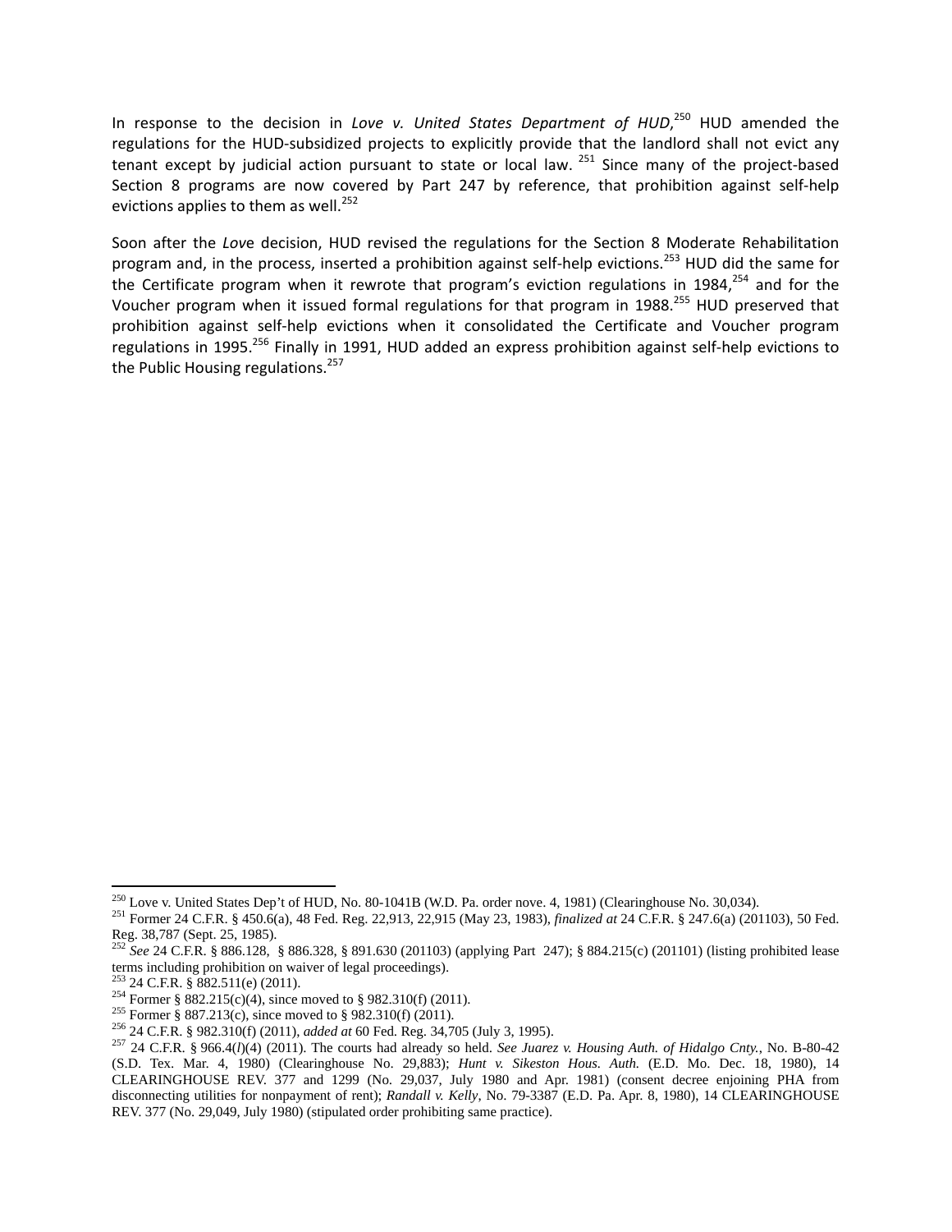In response to the decision in *Love v. United States Department of HUD*,[250] HUD amended the regulations for the HUD-subsidized projects to explicitly provide that the landlord shall not evict any tenant except by judicial action pursuant to state or local law. [251] Since many of the project-based Section 8 programs are now covered by Part 247 by reference, that prohibition against self-help evictions applies to them as well.[252]

Soon after the *Lov*e decision, HUD revised the regulations for the Section 8 Moderate Rehabilitation program and, in the process, inserted a prohibition against self-help evictions.[253] HUD did the same for the Certificate program when it rewrote that program's eviction regulations in 1984,[254] and for the Voucher program when it issued formal regulations for that program in 1988.[255] HUD preserved that prohibition against self-help evictions when it consolidated the Certificate and Voucher program regulations in 1995.[256] Finally in 1991, HUD added an express prohibition against self-help evictions to the Public Housing regulations.[257]

---

[250] Love v. United States Dep't of HUD, No. 80-1041B (W.D. Pa. order nove. 4, 1981) (Clearinghouse No. 30,034).

[251] Former 24 C.F.R. § 450.6(a), 48 Fed. Reg. 22,913, 22,915 (May 23, 1983), *finalized at* 24 C.F.R. § 247.6(a) (201103), 50 Fed. Reg. 38,787 (Sept. 25, 1985).

[252] *See* 24 C.F.R. § 886.128, § 886.328, § 891.630 (201103) (applying Part 247); § 884.215(c) (201101) (listing prohibited lease terms including prohibition on waiver of legal proceedings).

[253] 24 C.F.R. § 882.511(e) (2011).

[254] Former § 882.215(c)(4), since moved to § 982.310(f) (2011).

[255] Former § 887.213(c), since moved to § 982.310(f) (2011).

[256] 24 C.F.R. § 982.310(f) (2011), *added at* 60 Fed. Reg. 34,705 (July 3, 1995).

[257] 24 C.F.R. § 966.4(*l*)(4) (2011). The courts had already so held. *See Juarez v. Housing Auth. of Hidalgo Cnty.*, No. B-80-42 (S.D. Tex. Mar. 4, 1980) (Clearinghouse No. 29,883); *Hunt v. Sikeston Hous. Auth.* (E.D. Mo. Dec. 18, 1980), 14 CLEARINGHOUSE REV. 377 and 1299 (No. 29,037, July 1980 and Apr. 1981) (consent decree enjoining PHA from disconnecting utilities for nonpayment of rent); *Randall v. Kelly*, No. 79-3387 (E.D. Pa. Apr. 8, 1980), 14 CLEARINGHOUSE REV. 377 (No. 29,049, July 1980) (stipulated order prohibiting same practice).